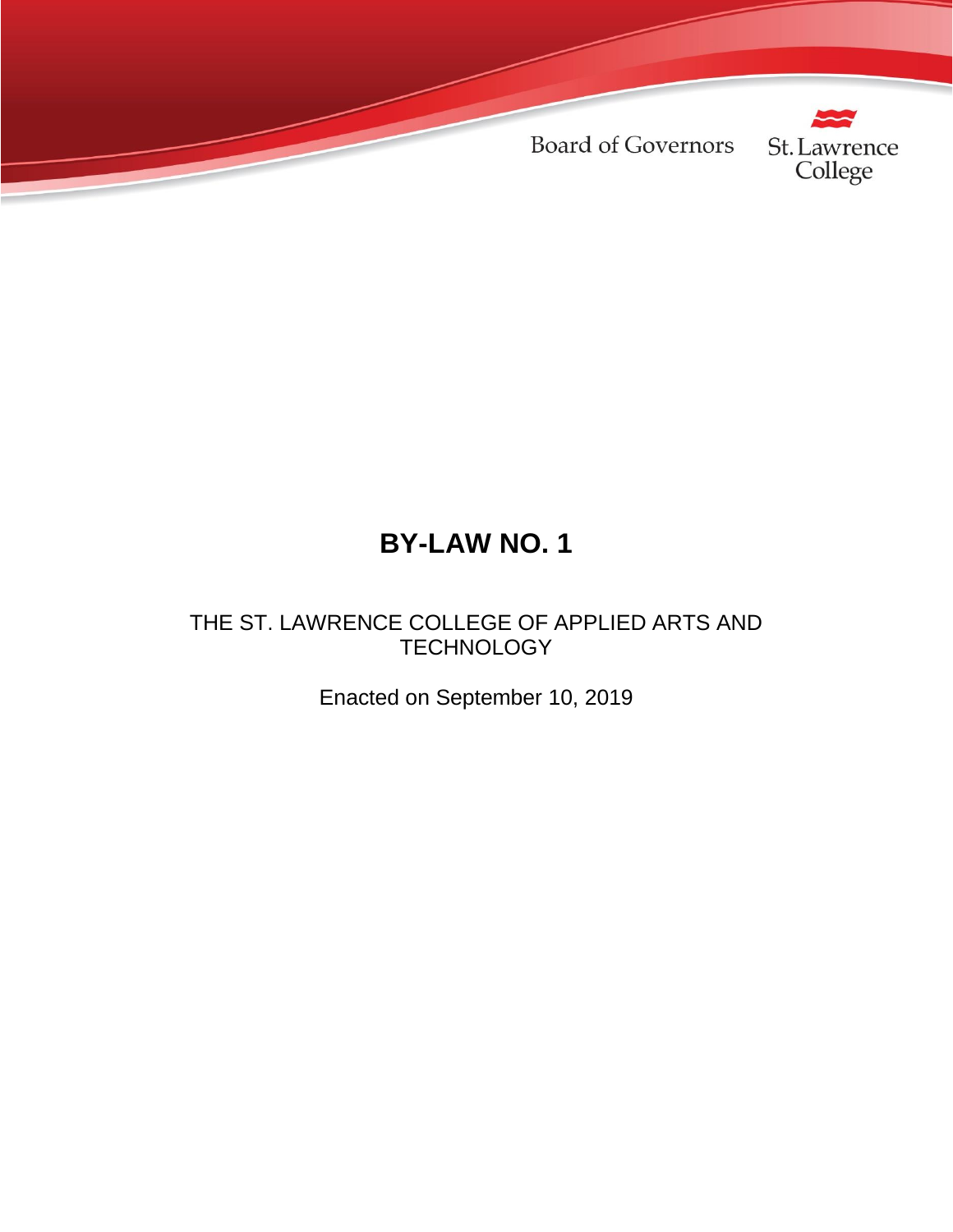Board of Governors

St. Lawrence College

# BY-LAW NO. 1

THE ST. LAWRENCE COLLEGE OF APPLIED ARTS AND TECHNOLOGY

Enacted on September 10, 2019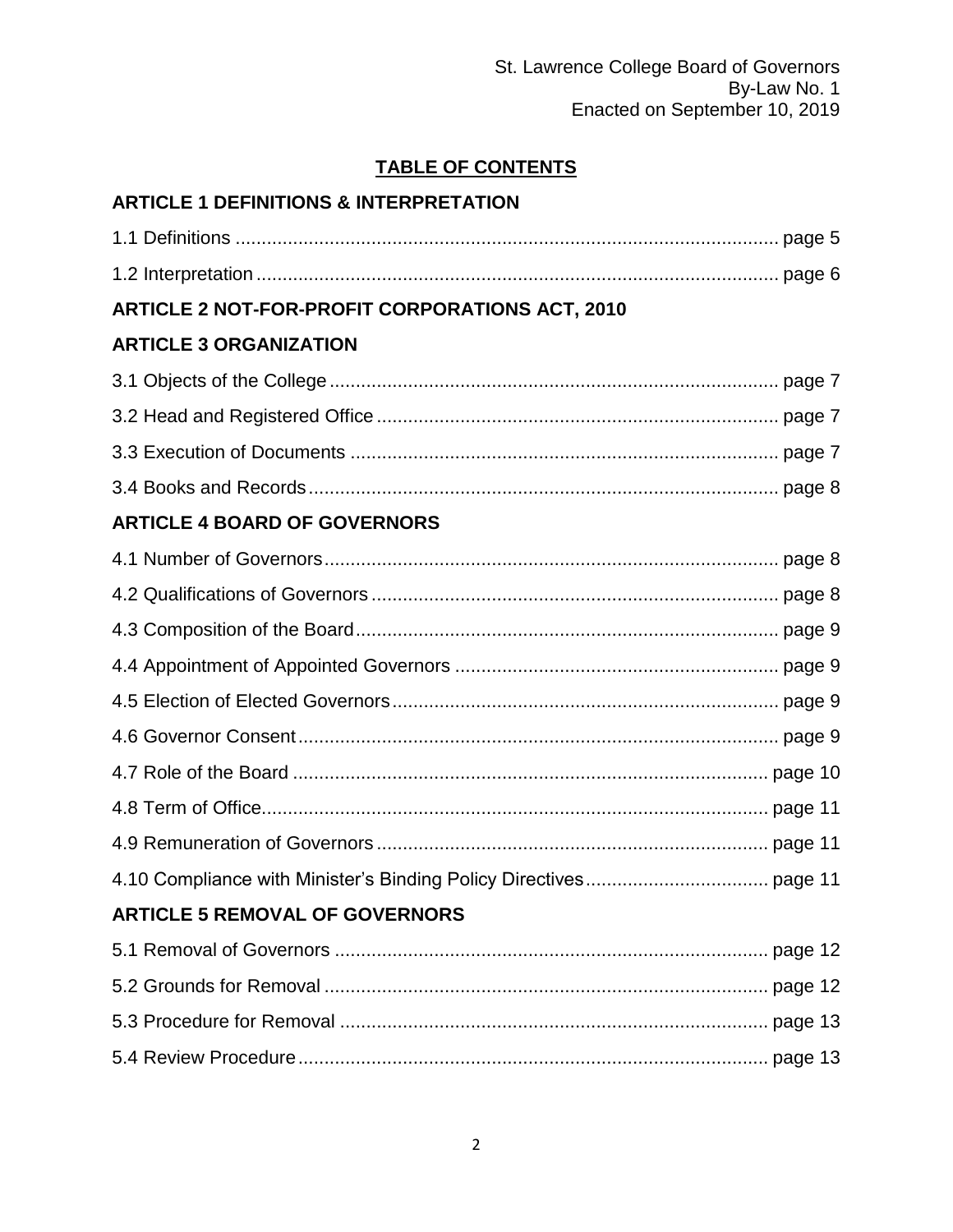## TABLE OF CONTENTS

### ARTICLE 1 DEFINITIONS & INTERPRETATION

1.1 Definitions ........................................................................................................ page 5

1.2 Interpretation .................................................................................................... page 6

### ARTICLE 2 NOT-FOR-PROFIT CORPORATIONS ACT, 2010

### ARTICLE 3 ORGANIZATION

3.1 Objects of the College ...................................................................................... page 7

3.2 Head and Registered Office ............................................................................. page 7

3.3 Execution of Documents .................................................................................. page 7

3.4 Books and Records .......................................................................................... page 8

### ARTICLE 4 BOARD OF GOVERNORS

4.1 Number of Governors ....................................................................................... page 8

4.2 Qualifications of Governors .............................................................................. page 8

4.3 Composition of the Board ................................................................................. page 9

4.4 Appointment of Appointed Governors .............................................................. page 9

4.5 Election of Elected Governors .......................................................................... page 9

4.6 Governor Consent ............................................................................................ page 9

4.7 Role of the Board ............................................................................................. page 10

4.8 Term of Office .................................................................................................. page 11

4.9 Remuneration of Governors ............................................................................ page 11

4.10 Compliance with Minister's Binding Policy Directives ................................... page 11

### ARTICLE 5 REMOVAL OF GOVERNORS

5.1 Removal of Governors .................................................................................... page 12

5.2 Grounds for Removal ...................................................................................... page 12

5.3 Procedure for Removal .................................................................................... page 13

5.4 Review Procedure ........................................................................................... page 13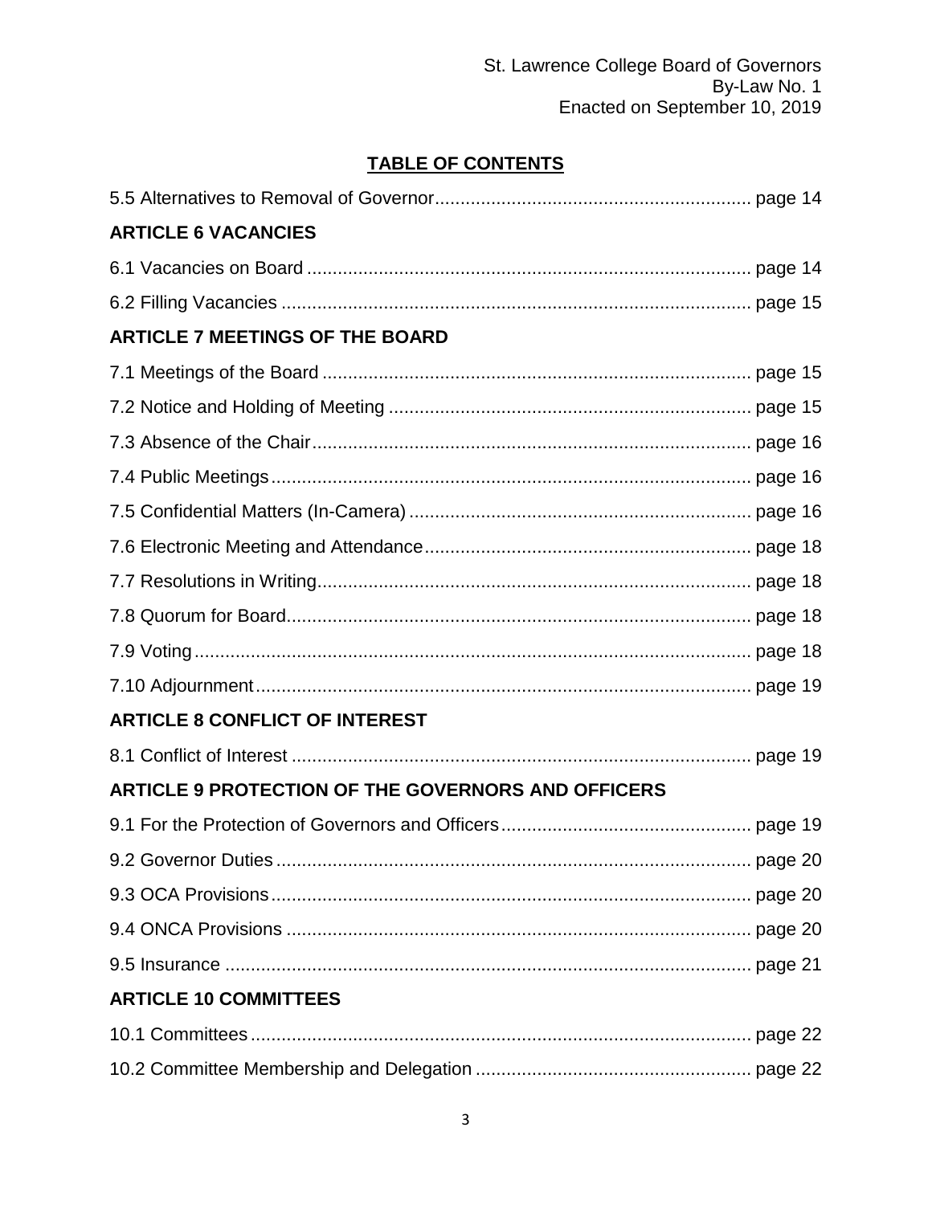## TABLE OF CONTENTS

5.5 Alternatives to Removal of Governor ........................................ page 14

**ARTICLE 6 VACANCIES**

6.1 Vacancies on Board ........................................ page 14

6.2 Filling Vacancies ........................................ page 15

**ARTICLE 7 MEETINGS OF THE BOARD**

7.1 Meetings of the Board ........................................ page 15

7.2 Notice and Holding of Meeting ........................................ page 15

7.3 Absence of the Chair ........................................ page 16

7.4 Public Meetings ........................................ page 16

7.5 Confidential Matters (In-Camera) ........................................ page 16

7.6 Electronic Meeting and Attendance ........................................ page 18

7.7 Resolutions in Writing ........................................ page 18

7.8 Quorum for Board ........................................ page 18

7.9 Voting ........................................ page 18

7.10 Adjournment ........................................ page 19

**ARTICLE 8 CONFLICT OF INTEREST**

8.1 Conflict of Interest ........................................ page 19

**ARTICLE 9 PROTECTION OF THE GOVERNORS AND OFFICERS**

9.1 For the Protection of Governors and Officers ........................................ page 19

9.2 Governor Duties ........................................ page 20

9.3 OCA Provisions ........................................ page 20

9.4 ONCA Provisions ........................................ page 20

9.5 Insurance ........................................ page 21

**ARTICLE 10 COMMITTEES**

10.1 Committees ........................................ page 22

10.2 Committee Membership and Delegation ........................................ page 22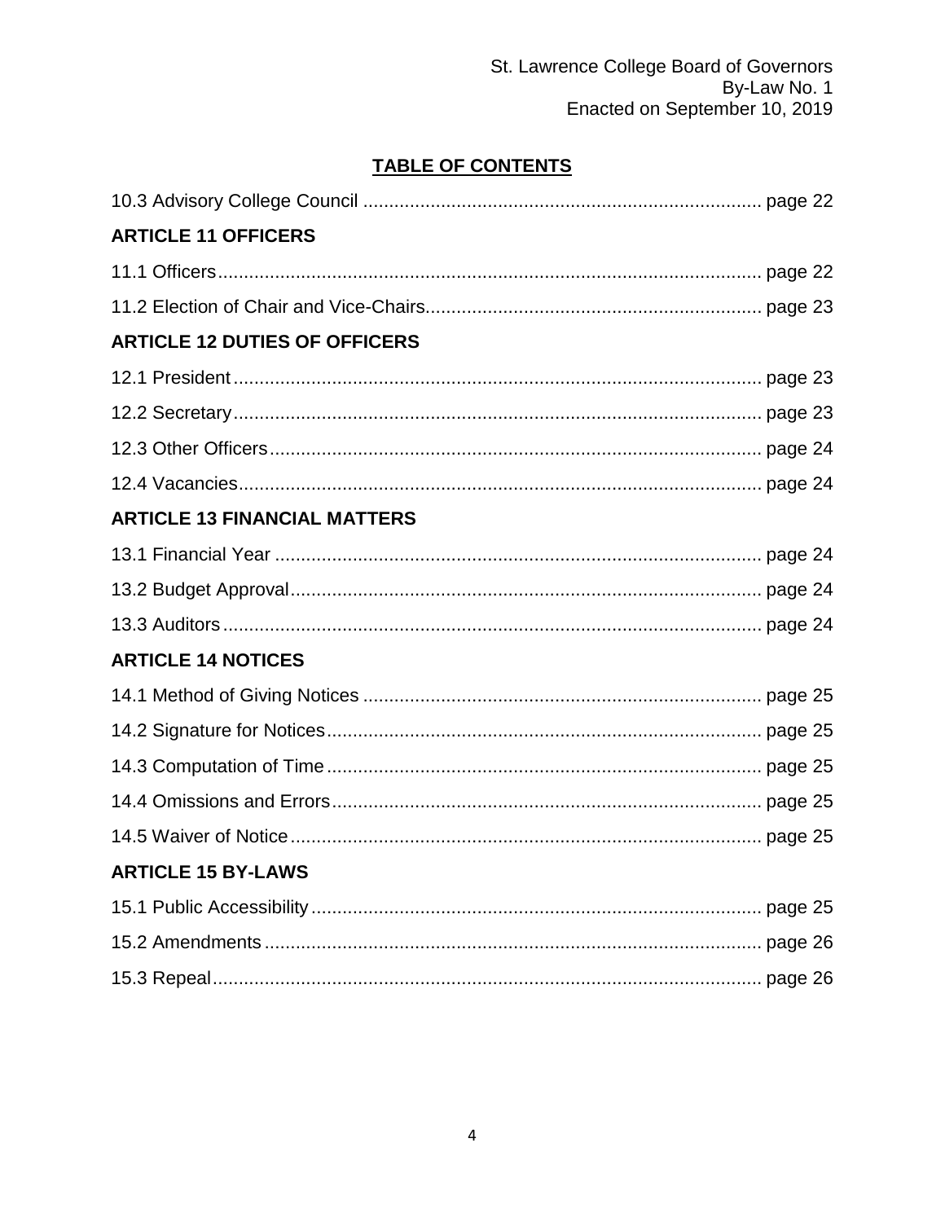## TABLE OF CONTENTS

10.3 Advisory College Council .......... page 22

**ARTICLE 11 OFFICERS**

11.1 Officers .......... page 22

11.2 Election of Chair and Vice-Chairs .......... page 23

**ARTICLE 12 DUTIES OF OFFICERS**

12.1 President .......... page 23

12.2 Secretary .......... page 23

12.3 Other Officers .......... page 24

12.4 Vacancies .......... page 24

**ARTICLE 13 FINANCIAL MATTERS**

13.1 Financial Year .......... page 24

13.2 Budget Approval .......... page 24

13.3 Auditors .......... page 24

**ARTICLE 14 NOTICES**

14.1 Method of Giving Notices .......... page 25

14.2 Signature for Notices .......... page 25

14.3 Computation of Time .......... page 25

14.4 Omissions and Errors .......... page 25

14.5 Waiver of Notice .......... page 25

**ARTICLE 15 BY-LAWS**

15.1 Public Accessibility .......... page 25

15.2 Amendments .......... page 26

15.3 Repeal .......... page 26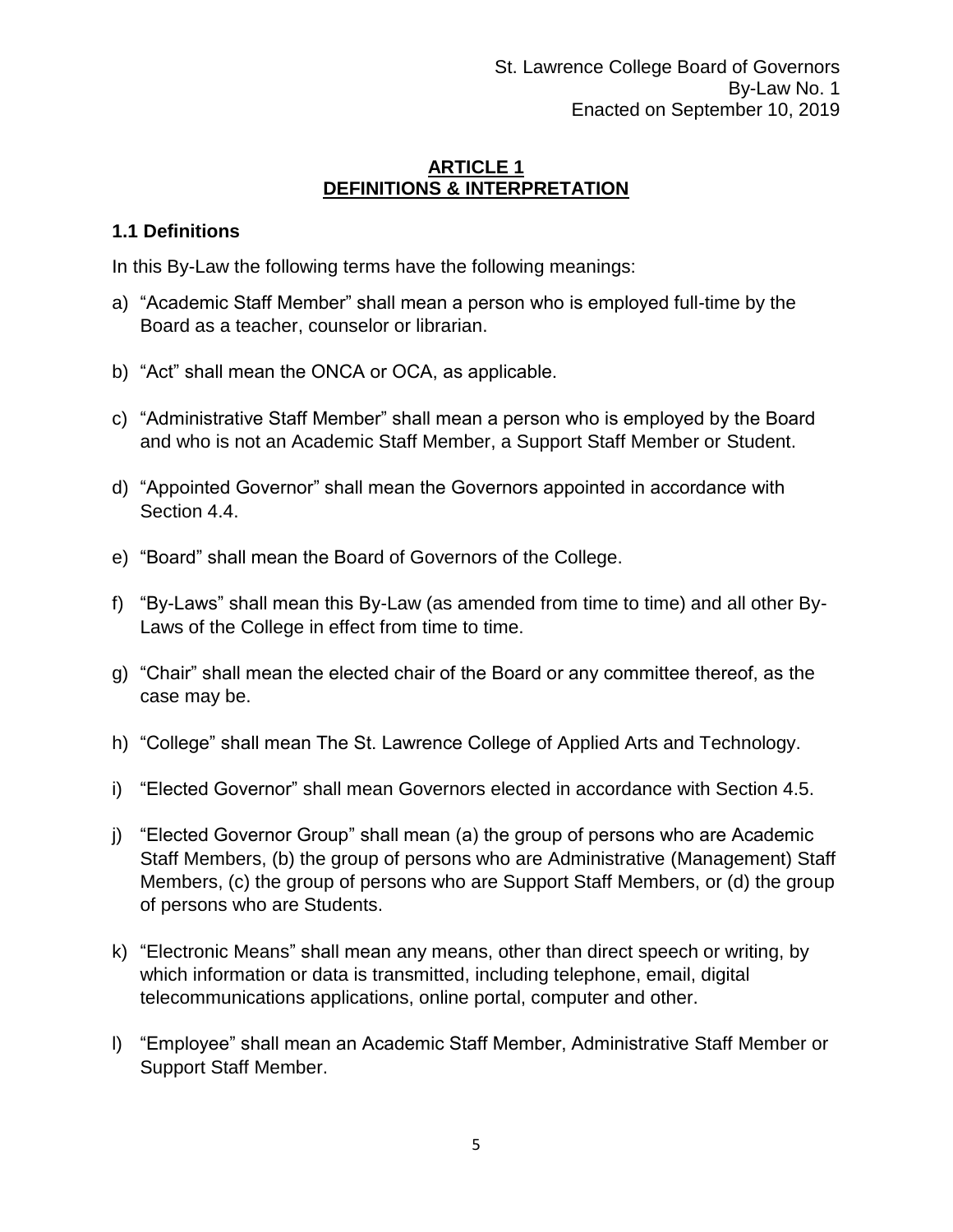## ARTICLE 1
## DEFINITIONS & INTERPRETATION

### 1.1 Definitions

In this By-Law the following terms have the following meanings:

a) “Academic Staff Member” shall mean a person who is employed full-time by the Board as a teacher, counselor or librarian.

b) “Act” shall mean the ONCA or OCA, as applicable.

c) “Administrative Staff Member” shall mean a person who is employed by the Board and who is not an Academic Staff Member, a Support Staff Member or Student.

d) “Appointed Governor” shall mean the Governors appointed in accordance with Section 4.4.

e) “Board” shall mean the Board of Governors of the College.

f) “By-Laws” shall mean this By-Law (as amended from time to time) and all other By-Laws of the College in effect from time to time.

g) “Chair” shall mean the elected chair of the Board or any committee thereof, as the case may be.

h) “College” shall mean The St. Lawrence College of Applied Arts and Technology.

i) “Elected Governor” shall mean Governors elected in accordance with Section 4.5.

j) “Elected Governor Group” shall mean (a) the group of persons who are Academic Staff Members, (b) the group of persons who are Administrative (Management) Staff Members, (c) the group of persons who are Support Staff Members, or (d) the group of persons who are Students.

k) “Electronic Means” shall mean any means, other than direct speech or writing, by which information or data is transmitted, including telephone, email, digital telecommunications applications, online portal, computer and other.

l) “Employee” shall mean an Academic Staff Member, Administrative Staff Member or Support Staff Member.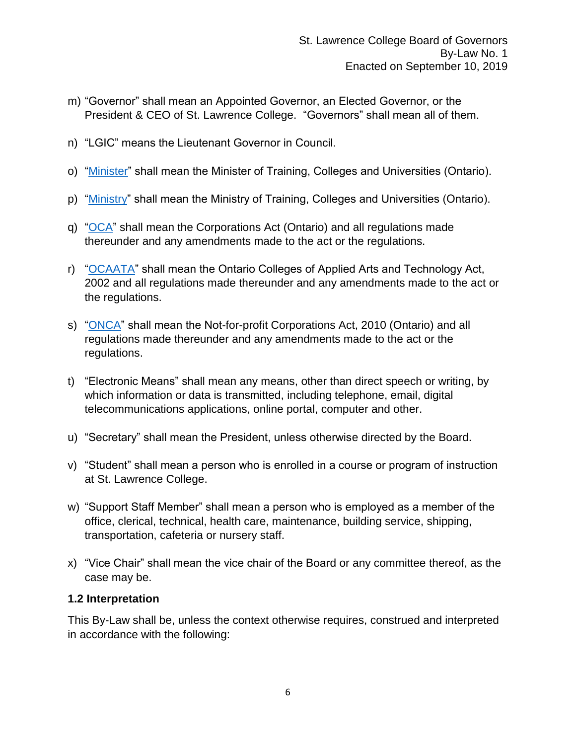m) "Governor" shall mean an Appointed Governor, an Elected Governor, or the President & CEO of St. Lawrence College. "Governors" shall mean all of them.

n) "LGIC" means the Lieutenant Governor in Council.

o) "Minister" shall mean the Minister of Training, Colleges and Universities (Ontario).

p) "Ministry" shall mean the Ministry of Training, Colleges and Universities (Ontario).

q) "OCA" shall mean the Corporations Act (Ontario) and all regulations made thereunder and any amendments made to the act or the regulations.

r) "OCAATA" shall mean the Ontario Colleges of Applied Arts and Technology Act, 2002 and all regulations made thereunder and any amendments made to the act or the regulations.

s) "ONCA" shall mean the Not-for-profit Corporations Act, 2010 (Ontario) and all regulations made thereunder and any amendments made to the act or the regulations.

t) "Electronic Means" shall mean any means, other than direct speech or writing, by which information or data is transmitted, including telephone, email, digital telecommunications applications, online portal, computer and other.

u) "Secretary" shall mean the President, unless otherwise directed by the Board.

v) "Student" shall mean a person who is enrolled in a course or program of instruction at St. Lawrence College.

w) "Support Staff Member" shall mean a person who is employed as a member of the office, clerical, technical, health care, maintenance, building service, shipping, transportation, cafeteria or nursery staff.

x) "Vice Chair" shall mean the vice chair of the Board or any committee thereof, as the case may be.

### 1.2 Interpretation

This By-Law shall be, unless the context otherwise requires, construed and interpreted in accordance with the following: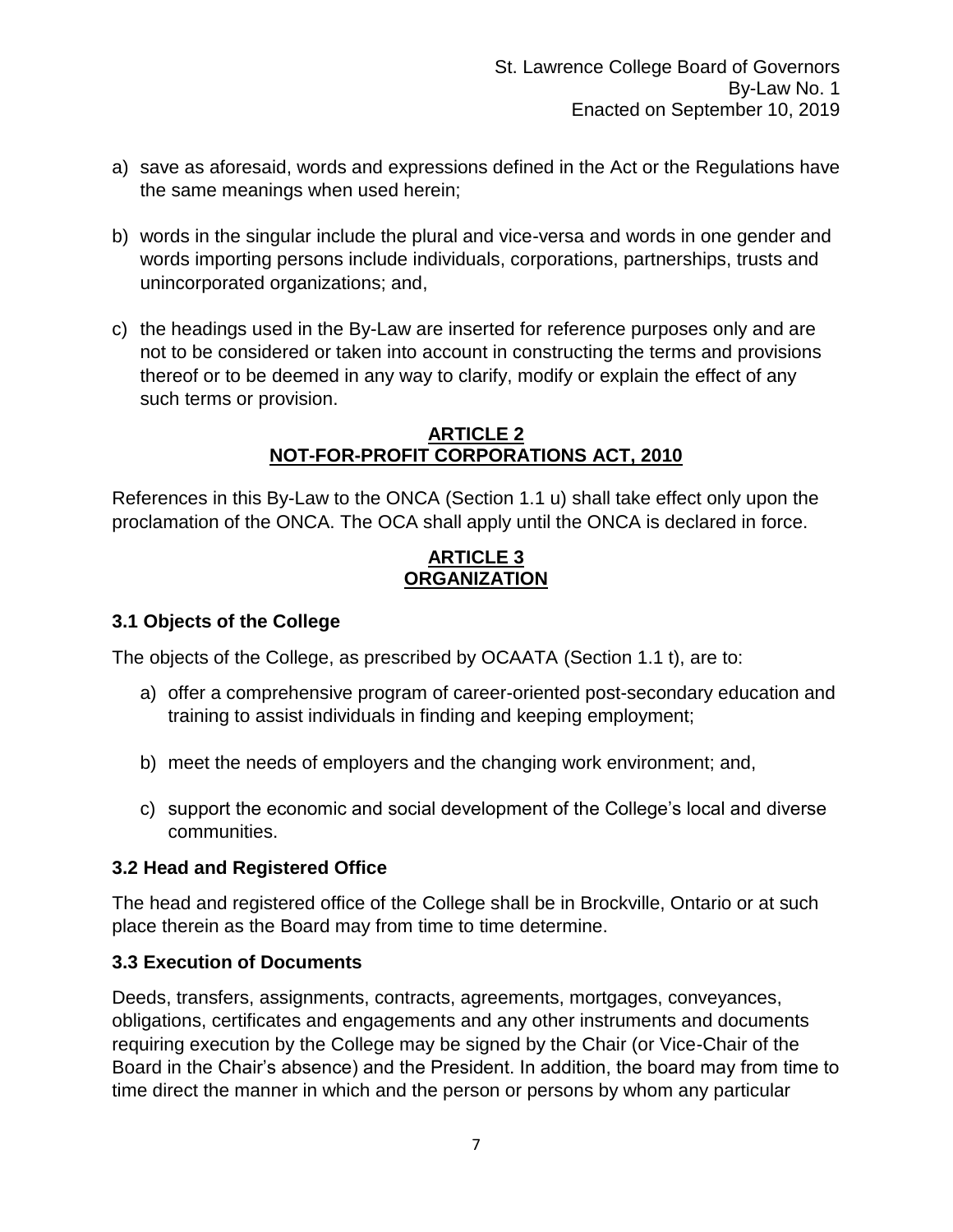a) save as aforesaid, words and expressions defined in the Act or the Regulations have the same meanings when used herein;

b) words in the singular include the plural and vice-versa and words in one gender and words importing persons include individuals, corporations, partnerships, trusts and unincorporated organizations; and,

c) the headings used in the By-Law are inserted for reference purposes only and are not to be considered or taken into account in constructing the terms and provisions thereof or to be deemed in any way to clarify, modify or explain the effect of any such terms or provision.

## ARTICLE 2
## NOT-FOR-PROFIT CORPORATIONS ACT, 2010

References in this By-Law to the ONCA (Section 1.1 u) shall take effect only upon the proclamation of the ONCA. The OCA shall apply until the ONCA is declared in force.

## ARTICLE 3
## ORGANIZATION

### 3.1 Objects of the College

The objects of the College, as prescribed by OCAATA (Section 1.1 t), are to:

a) offer a comprehensive program of career-oriented post-secondary education and training to assist individuals in finding and keeping employment;

b) meet the needs of employers and the changing work environment; and,

c) support the economic and social development of the College's local and diverse communities.

### 3.2 Head and Registered Office

The head and registered office of the College shall be in Brockville, Ontario or at such place therein as the Board may from time to time determine.

### 3.3 Execution of Documents

Deeds, transfers, assignments, contracts, agreements, mortgages, conveyances, obligations, certificates and engagements and any other instruments and documents requiring execution by the College may be signed by the Chair (or Vice-Chair of the Board in the Chair's absence) and the President. In addition, the board may from time to time direct the manner in which and the person or persons by whom any particular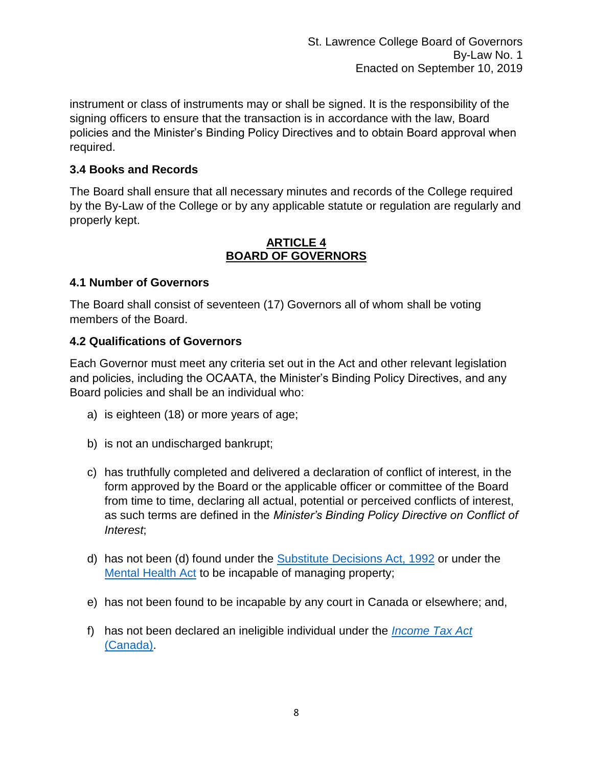instrument or class of instruments may or shall be signed. It is the responsibility of the signing officers to ensure that the transaction is in accordance with the law, Board policies and the Minister's Binding Policy Directives and to obtain Board approval when required.

### 3.4 Books and Records

The Board shall ensure that all necessary minutes and records of the College required by the By-Law of the College or by any applicable statute or regulation are regularly and properly kept.

## ARTICLE 4
## BOARD OF GOVERNORS

### 4.1 Number of Governors

The Board shall consist of seventeen (17) Governors all of whom shall be voting members of the Board.

### 4.2 Qualifications of Governors

Each Governor must meet any criteria set out in the Act and other relevant legislation and policies, including the OCAATA, the Minister's Binding Policy Directives, and any Board policies and shall be an individual who:

a) is eighteen (18) or more years of age;

b) is not an undischarged bankrupt;

c) has truthfully completed and delivered a declaration of conflict of interest, in the form approved by the Board or the applicable officer or committee of the Board from time to time, declaring all actual, potential or perceived conflicts of interest, as such terms are defined in the *Minister's Binding Policy Directive on Conflict of Interest*;

d) has not been (d) found under the Substitute Decisions Act, 1992 or under the Mental Health Act to be incapable of managing property;

e) has not been found to be incapable by any court in Canada or elsewhere; and,

f) has not been declared an ineligible individual under the *Income Tax Act* (Canada).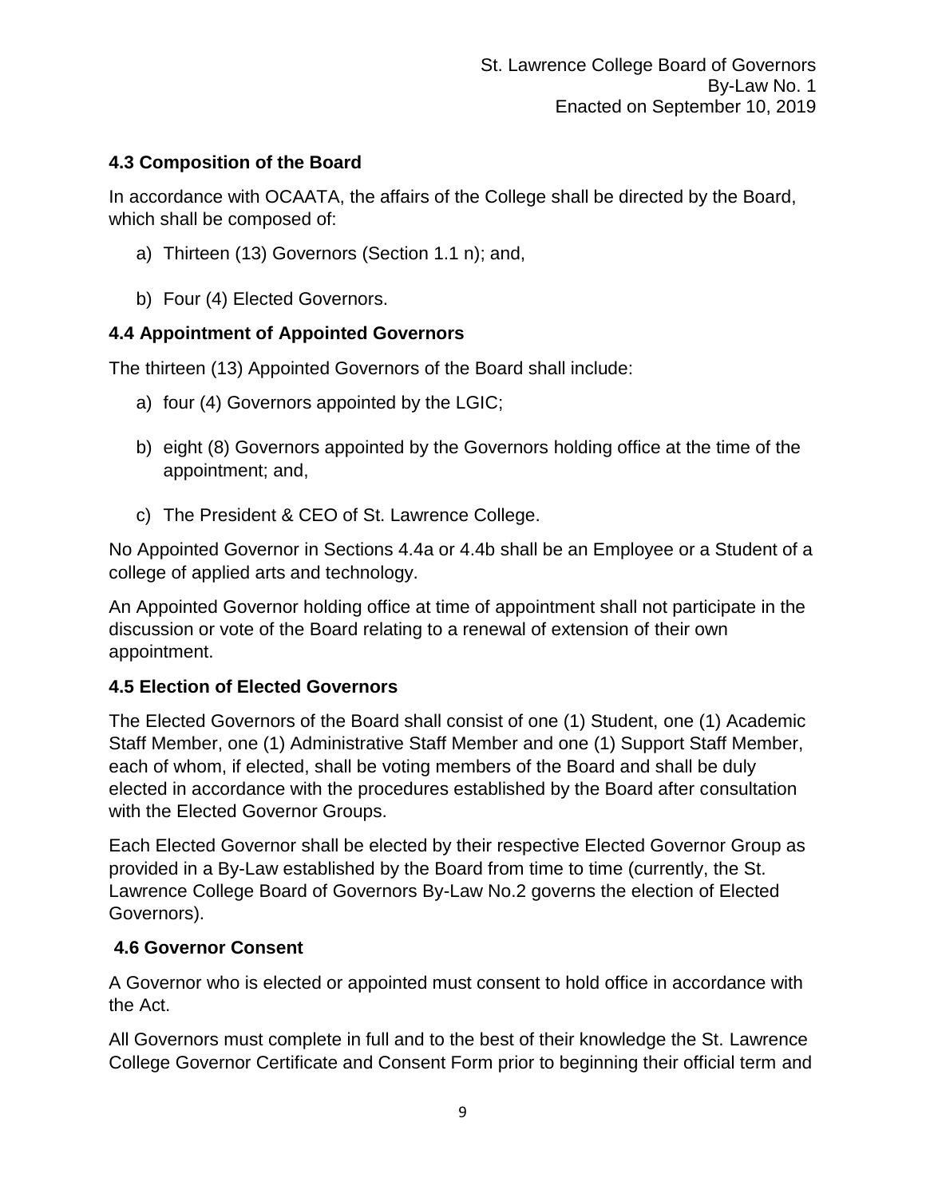### 4.3 Composition of the Board

In accordance with OCAATA, the affairs of the College shall be directed by the Board, which shall be composed of:

a) Thirteen (13) Governors (Section 1.1 n); and,

b) Four (4) Elected Governors.

### 4.4 Appointment of Appointed Governors

The thirteen (13) Appointed Governors of the Board shall include:

a) four (4) Governors appointed by the LGIC;

b) eight (8) Governors appointed by the Governors holding office at the time of the appointment; and,

c) The President & CEO of St. Lawrence College.

No Appointed Governor in Sections 4.4a or 4.4b shall be an Employee or a Student of a college of applied arts and technology.

An Appointed Governor holding office at time of appointment shall not participate in the discussion or vote of the Board relating to a renewal of extension of their own appointment.

### 4.5 Election of Elected Governors

The Elected Governors of the Board shall consist of one (1) Student, one (1) Academic Staff Member, one (1) Administrative Staff Member and one (1) Support Staff Member, each of whom, if elected, shall be voting members of the Board and shall be duly elected in accordance with the procedures established by the Board after consultation with the Elected Governor Groups.

Each Elected Governor shall be elected by their respective Elected Governor Group as provided in a By-Law established by the Board from time to time (currently, the St. Lawrence College Board of Governors By-Law No.2 governs the election of Elected Governors).

### 4.6 Governor Consent

A Governor who is elected or appointed must consent to hold office in accordance with the Act.

All Governors must complete in full and to the best of their knowledge the St. Lawrence College Governor Certificate and Consent Form prior to beginning their official term and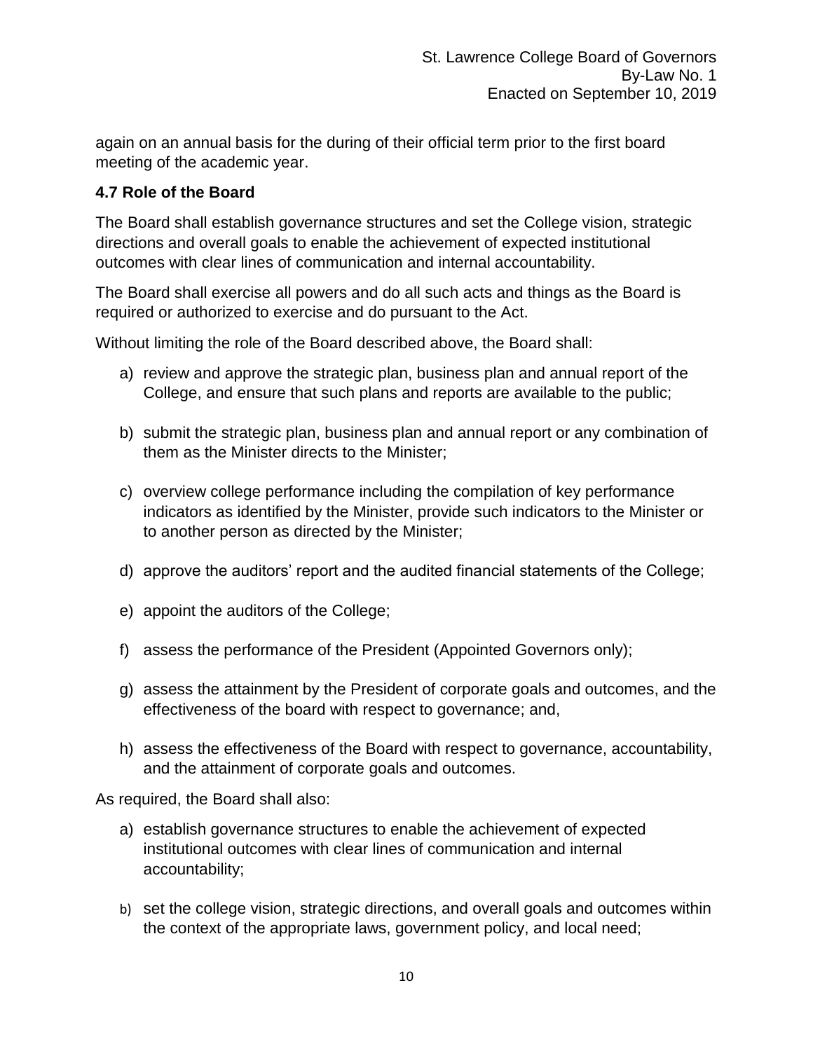again on an annual basis for the during of their official term prior to the first board meeting of the academic year.

**4.7 Role of the Board**

The Board shall establish governance structures and set the College vision, strategic directions and overall goals to enable the achievement of expected institutional outcomes with clear lines of communication and internal accountability.

The Board shall exercise all powers and do all such acts and things as the Board is required or authorized to exercise and do pursuant to the Act.

Without limiting the role of the Board described above, the Board shall:

a) review and approve the strategic plan, business plan and annual report of the College, and ensure that such plans and reports are available to the public;

b) submit the strategic plan, business plan and annual report or any combination of them as the Minister directs to the Minister;

c) overview college performance including the compilation of key performance indicators as identified by the Minister, provide such indicators to the Minister or to another person as directed by the Minister;

d) approve the auditors' report and the audited financial statements of the College;

e) appoint the auditors of the College;

f) assess the performance of the President (Appointed Governors only);

g) assess the attainment by the President of corporate goals and outcomes, and the effectiveness of the board with respect to governance; and,

h) assess the effectiveness of the Board with respect to governance, accountability, and the attainment of corporate goals and outcomes.

As required, the Board shall also:

a) establish governance structures to enable the achievement of expected institutional outcomes with clear lines of communication and internal accountability;

b) set the college vision, strategic directions, and overall goals and outcomes within the context of the appropriate laws, government policy, and local need;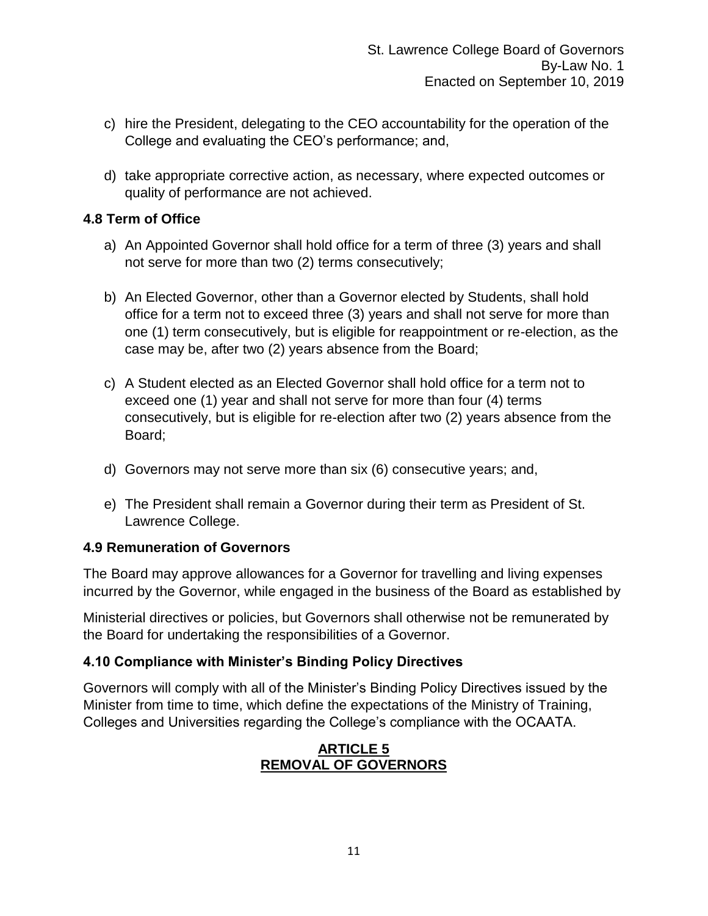c) hire the President, delegating to the CEO accountability for the operation of the College and evaluating the CEO's performance; and,

d) take appropriate corrective action, as necessary, where expected outcomes or quality of performance are not achieved.

### 4.8 Term of Office

a) An Appointed Governor shall hold office for a term of three (3) years and shall not serve for more than two (2) terms consecutively;

b) An Elected Governor, other than a Governor elected by Students, shall hold office for a term not to exceed three (3) years and shall not serve for more than one (1) term consecutively, but is eligible for reappointment or re-election, as the case may be, after two (2) years absence from the Board;

c) A Student elected as an Elected Governor shall hold office for a term not to exceed one (1) year and shall not serve for more than four (4) terms consecutively, but is eligible for re-election after two (2) years absence from the Board;

d) Governors may not serve more than six (6) consecutive years; and,

e) The President shall remain a Governor during their term as President of St. Lawrence College.

### 4.9 Remuneration of Governors

The Board may approve allowances for a Governor for travelling and living expenses incurred by the Governor, while engaged in the business of the Board as established by Ministerial directives or policies, but Governors shall otherwise not be remunerated by the Board for undertaking the responsibilities of a Governor.

### 4.10 Compliance with Minister's Binding Policy Directives

Governors will comply with all of the Minister's Binding Policy Directives issued by the Minister from time to time, which define the expectations of the Ministry of Training, Colleges and Universities regarding the College's compliance with the OCAATA.

## ARTICLE 5
## REMOVAL OF GOVERNORS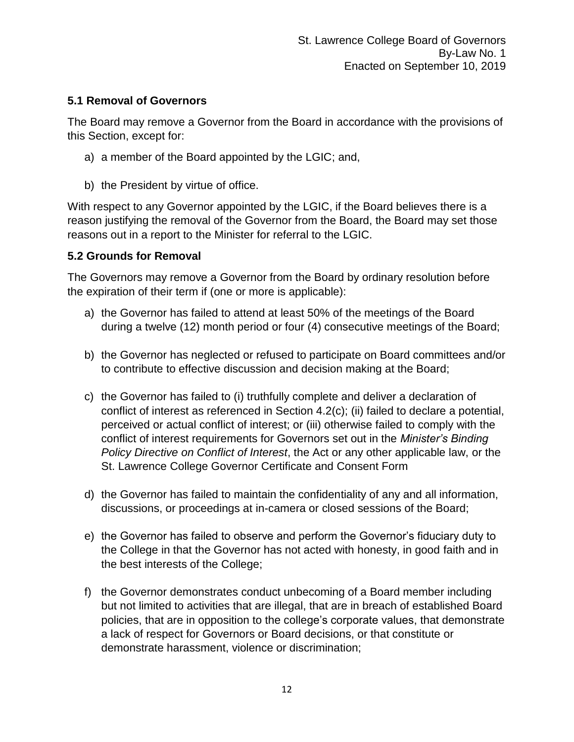### 5.1 Removal of Governors

The Board may remove a Governor from the Board in accordance with the provisions of this Section, except for:

a) a member of the Board appointed by the LGIC; and,

b) the President by virtue of office.

With respect to any Governor appointed by the LGIC, if the Board believes there is a reason justifying the removal of the Governor from the Board, the Board may set those reasons out in a report to the Minister for referral to the LGIC.

### 5.2 Grounds for Removal

The Governors may remove a Governor from the Board by ordinary resolution before the expiration of their term if (one or more is applicable):

a) the Governor has failed to attend at least 50% of the meetings of the Board during a twelve (12) month period or four (4) consecutive meetings of the Board;

b) the Governor has neglected or refused to participate on Board committees and/or to contribute to effective discussion and decision making at the Board;

c) the Governor has failed to (i) truthfully complete and deliver a declaration of conflict of interest as referenced in Section 4.2(c); (ii) failed to declare a potential, perceived or actual conflict of interest; or (iii) otherwise failed to comply with the conflict of interest requirements for Governors set out in the *Minister's Binding Policy Directive on Conflict of Interest*, the Act or any other applicable law, or the St. Lawrence College Governor Certificate and Consent Form

d) the Governor has failed to maintain the confidentiality of any and all information, discussions, or proceedings at in-camera or closed sessions of the Board;

e) the Governor has failed to observe and perform the Governor's fiduciary duty to the College in that the Governor has not acted with honesty, in good faith and in the best interests of the College;

f) the Governor demonstrates conduct unbecoming of a Board member including but not limited to activities that are illegal, that are in breach of established Board policies, that are in opposition to the college's corporate values, that demonstrate a lack of respect for Governors or Board decisions, or that constitute or demonstrate harassment, violence or discrimination;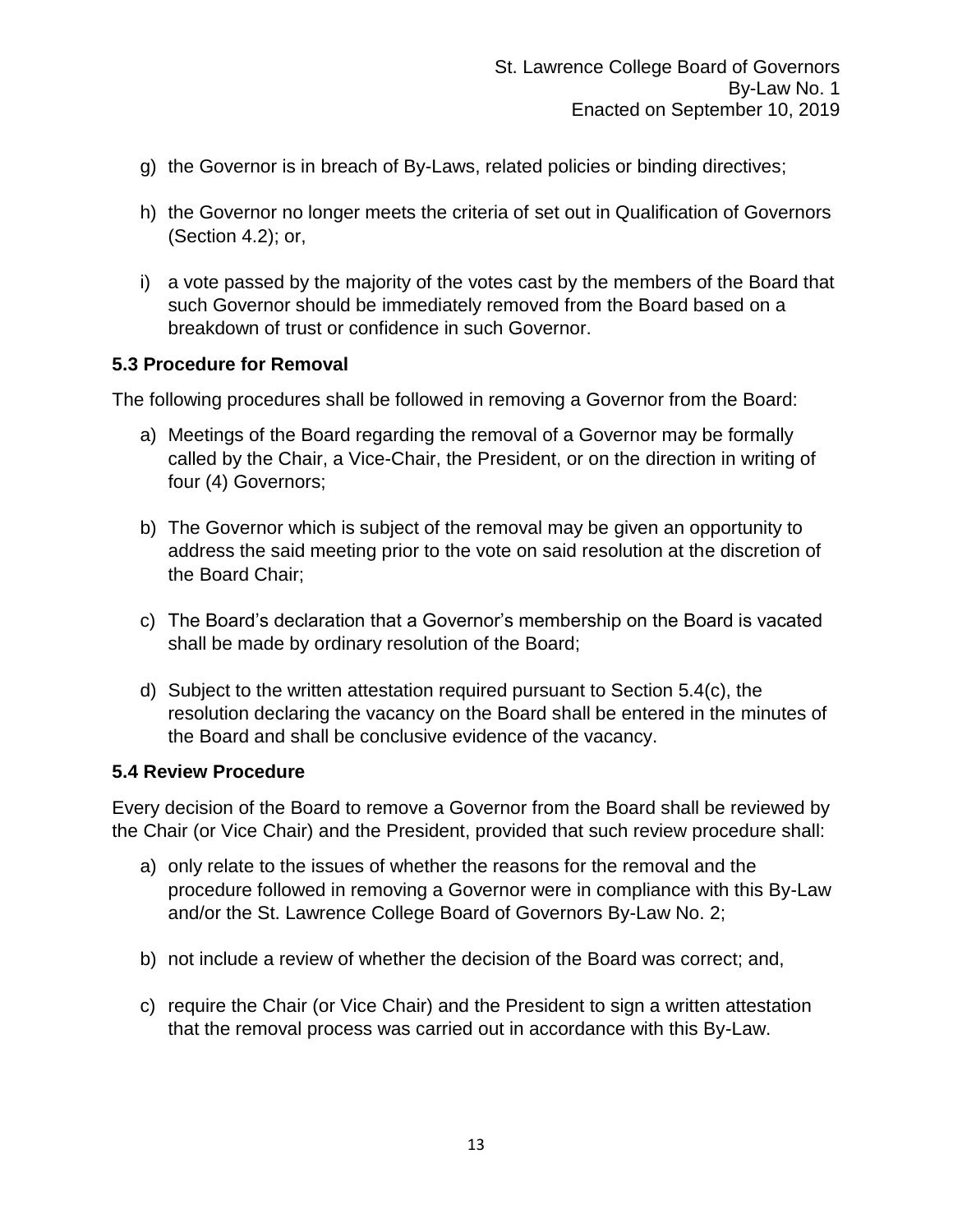g) the Governor is in breach of By-Laws, related policies or binding directives;

h) the Governor no longer meets the criteria of set out in Qualification of Governors (Section 4.2); or,

i) a vote passed by the majority of the votes cast by the members of the Board that such Governor should be immediately removed from the Board based on a breakdown of trust or confidence in such Governor.

### 5.3 Procedure for Removal

The following procedures shall be followed in removing a Governor from the Board:

a) Meetings of the Board regarding the removal of a Governor may be formally called by the Chair, a Vice-Chair, the President, or on the direction in writing of four (4) Governors;

b) The Governor which is subject of the removal may be given an opportunity to address the said meeting prior to the vote on said resolution at the discretion of the Board Chair;

c) The Board's declaration that a Governor's membership on the Board is vacated shall be made by ordinary resolution of the Board;

d) Subject to the written attestation required pursuant to Section 5.4(c), the resolution declaring the vacancy on the Board shall be entered in the minutes of the Board and shall be conclusive evidence of the vacancy.

### 5.4 Review Procedure

Every decision of the Board to remove a Governor from the Board shall be reviewed by the Chair (or Vice Chair) and the President, provided that such review procedure shall:

a) only relate to the issues of whether the reasons for the removal and the procedure followed in removing a Governor were in compliance with this By-Law and/or the St. Lawrence College Board of Governors By-Law No. 2;

b) not include a review of whether the decision of the Board was correct; and,

c) require the Chair (or Vice Chair) and the President to sign a written attestation that the removal process was carried out in accordance with this By-Law.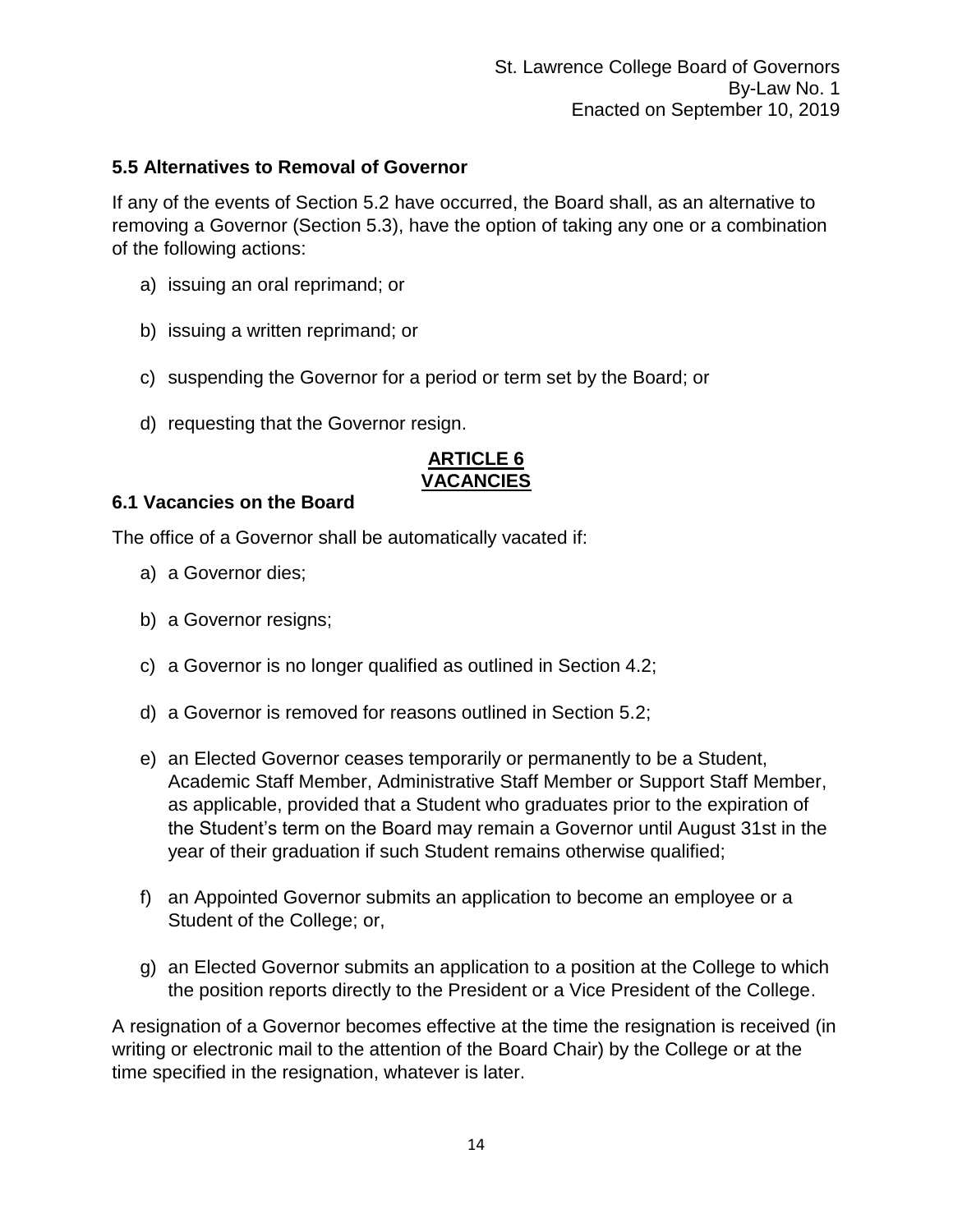### 5.5 Alternatives to Removal of Governor

If any of the events of Section 5.2 have occurred, the Board shall, as an alternative to removing a Governor (Section 5.3), have the option of taking any one or a combination of the following actions:

a) issuing an oral reprimand; or

b) issuing a written reprimand; or

c) suspending the Governor for a period or term set by the Board; or

d) requesting that the Governor resign.

## ARTICLE 6
## VACANCIES

### 6.1 Vacancies on the Board

The office of a Governor shall be automatically vacated if:

a) a Governor dies;

b) a Governor resigns;

c) a Governor is no longer qualified as outlined in Section 4.2;

d) a Governor is removed for reasons outlined in Section 5.2;

e) an Elected Governor ceases temporarily or permanently to be a Student, Academic Staff Member, Administrative Staff Member or Support Staff Member, as applicable, provided that a Student who graduates prior to the expiration of the Student's term on the Board may remain a Governor until August 31st in the year of their graduation if such Student remains otherwise qualified;

f) an Appointed Governor submits an application to become an employee or a Student of the College; or,

g) an Elected Governor submits an application to a position at the College to which the position reports directly to the President or a Vice President of the College.

A resignation of a Governor becomes effective at the time the resignation is received (in writing or electronic mail to the attention of the Board Chair) by the College or at the time specified in the resignation, whatever is later.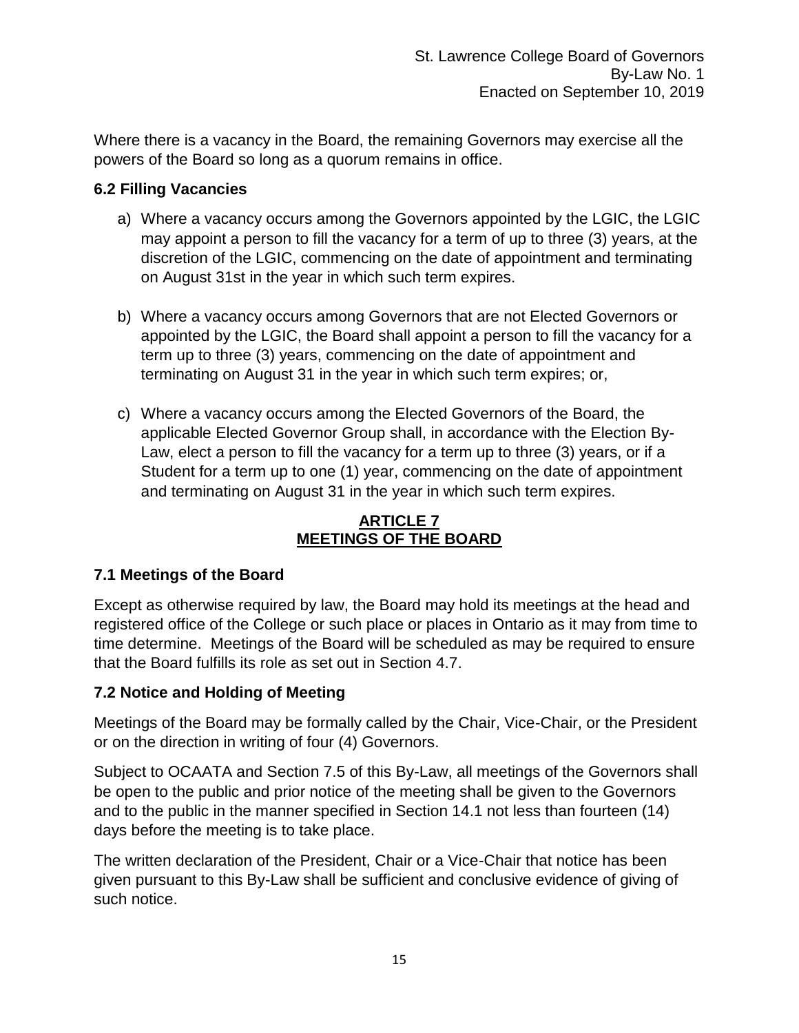Where there is a vacancy in the Board, the remaining Governors may exercise all the powers of the Board so long as a quorum remains in office.

### 6.2 Filling Vacancies

a) Where a vacancy occurs among the Governors appointed by the LGIC, the LGIC may appoint a person to fill the vacancy for a term of up to three (3) years, at the discretion of the LGIC, commencing on the date of appointment and terminating on August 31st in the year in which such term expires.

b) Where a vacancy occurs among Governors that are not Elected Governors or appointed by the LGIC, the Board shall appoint a person to fill the vacancy for a term up to three (3) years, commencing on the date of appointment and terminating on August 31 in the year in which such term expires; or,

c) Where a vacancy occurs among the Elected Governors of the Board, the applicable Elected Governor Group shall, in accordance with the Election By-Law, elect a person to fill the vacancy for a term up to three (3) years, or if a Student for a term up to one (1) year, commencing on the date of appointment and terminating on August 31 in the year in which such term expires.

## ARTICLE 7
## MEETINGS OF THE BOARD

### 7.1 Meetings of the Board

Except as otherwise required by law, the Board may hold its meetings at the head and registered office of the College or such place or places in Ontario as it may from time to time determine. Meetings of the Board will be scheduled as may be required to ensure that the Board fulfills its role as set out in Section 4.7.

### 7.2 Notice and Holding of Meeting

Meetings of the Board may be formally called by the Chair, Vice-Chair, or the President or on the direction in writing of four (4) Governors.

Subject to OCAATA and Section 7.5 of this By-Law, all meetings of the Governors shall be open to the public and prior notice of the meeting shall be given to the Governors and to the public in the manner specified in Section 14.1 not less than fourteen (14) days before the meeting is to take place.

The written declaration of the President, Chair or a Vice-Chair that notice has been given pursuant to this By-Law shall be sufficient and conclusive evidence of giving of such notice.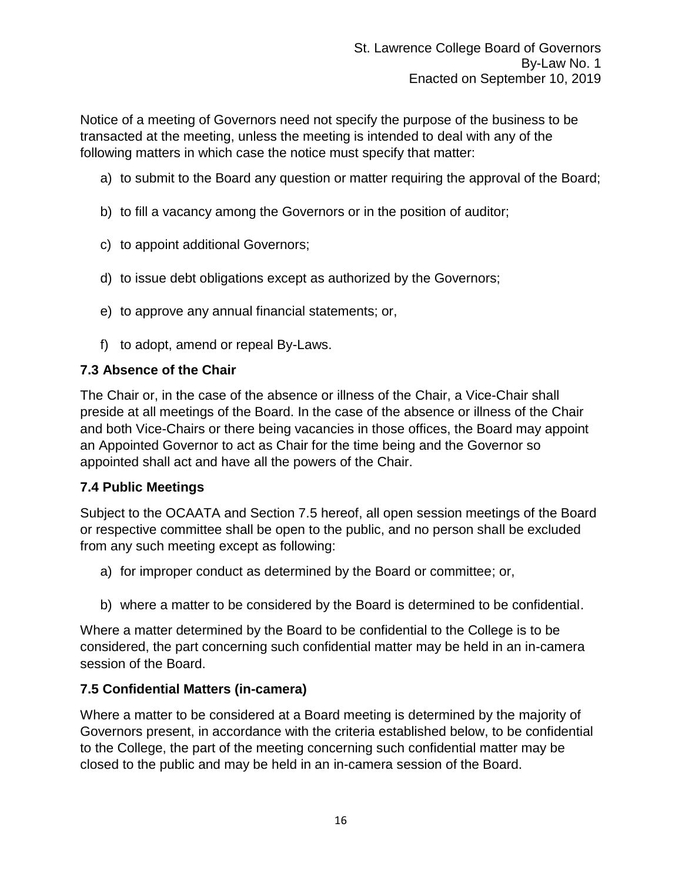Notice of a meeting of Governors need not specify the purpose of the business to be transacted at the meeting, unless the meeting is intended to deal with any of the following matters in which case the notice must specify that matter:

a) to submit to the Board any question or matter requiring the approval of the Board;

b) to fill a vacancy among the Governors or in the position of auditor;

c) to appoint additional Governors;

d) to issue debt obligations except as authorized by the Governors;

e) to approve any annual financial statements; or,

f) to adopt, amend or repeal By-Laws.

### 7.3 Absence of the Chair

The Chair or, in the case of the absence or illness of the Chair, a Vice-Chair shall preside at all meetings of the Board. In the case of the absence or illness of the Chair and both Vice-Chairs or there being vacancies in those offices, the Board may appoint an Appointed Governor to act as Chair for the time being and the Governor so appointed shall act and have all the powers of the Chair.

### 7.4 Public Meetings

Subject to the OCAATA and Section 7.5 hereof, all open session meetings of the Board or respective committee shall be open to the public, and no person shall be excluded from any such meeting except as following:

a) for improper conduct as determined by the Board or committee; or,

b) where a matter to be considered by the Board is determined to be confidential.

Where a matter determined by the Board to be confidential to the College is to be considered, the part concerning such confidential matter may be held in an in-camera session of the Board.

### 7.5 Confidential Matters (in-camera)

Where a matter to be considered at a Board meeting is determined by the majority of Governors present, in accordance with the criteria established below, to be confidential to the College, the part of the meeting concerning such confidential matter may be closed to the public and may be held in an in-camera session of the Board.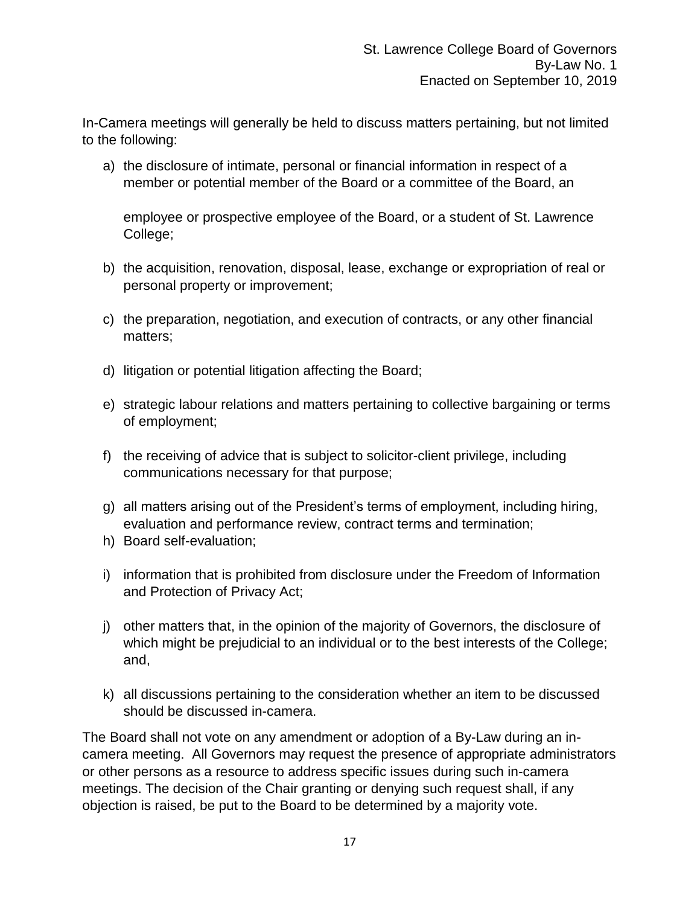In-Camera meetings will generally be held to discuss matters pertaining, but not limited to the following:

a) the disclosure of intimate, personal or financial information in respect of a member or potential member of the Board or a committee of the Board, an employee or prospective employee of the Board, or a student of St. Lawrence College;

b) the acquisition, renovation, disposal, lease, exchange or expropriation of real or personal property or improvement;

c) the preparation, negotiation, and execution of contracts, or any other financial matters;

d) litigation or potential litigation affecting the Board;

e) strategic labour relations and matters pertaining to collective bargaining or terms of employment;

f) the receiving of advice that is subject to solicitor-client privilege, including communications necessary for that purpose;

g) all matters arising out of the President's terms of employment, including hiring, evaluation and performance review, contract terms and termination;

h) Board self-evaluation;

i) information that is prohibited from disclosure under the Freedom of Information and Protection of Privacy Act;

j) other matters that, in the opinion of the majority of Governors, the disclosure of which might be prejudicial to an individual or to the best interests of the College; and,

k) all discussions pertaining to the consideration whether an item to be discussed should be discussed in-camera.

The Board shall not vote on any amendment or adoption of a By-Law during an in-camera meeting. All Governors may request the presence of appropriate administrators or other persons as a resource to address specific issues during such in-camera meetings. The decision of the Chair granting or denying such request shall, if any objection is raised, be put to the Board to be determined by a majority vote.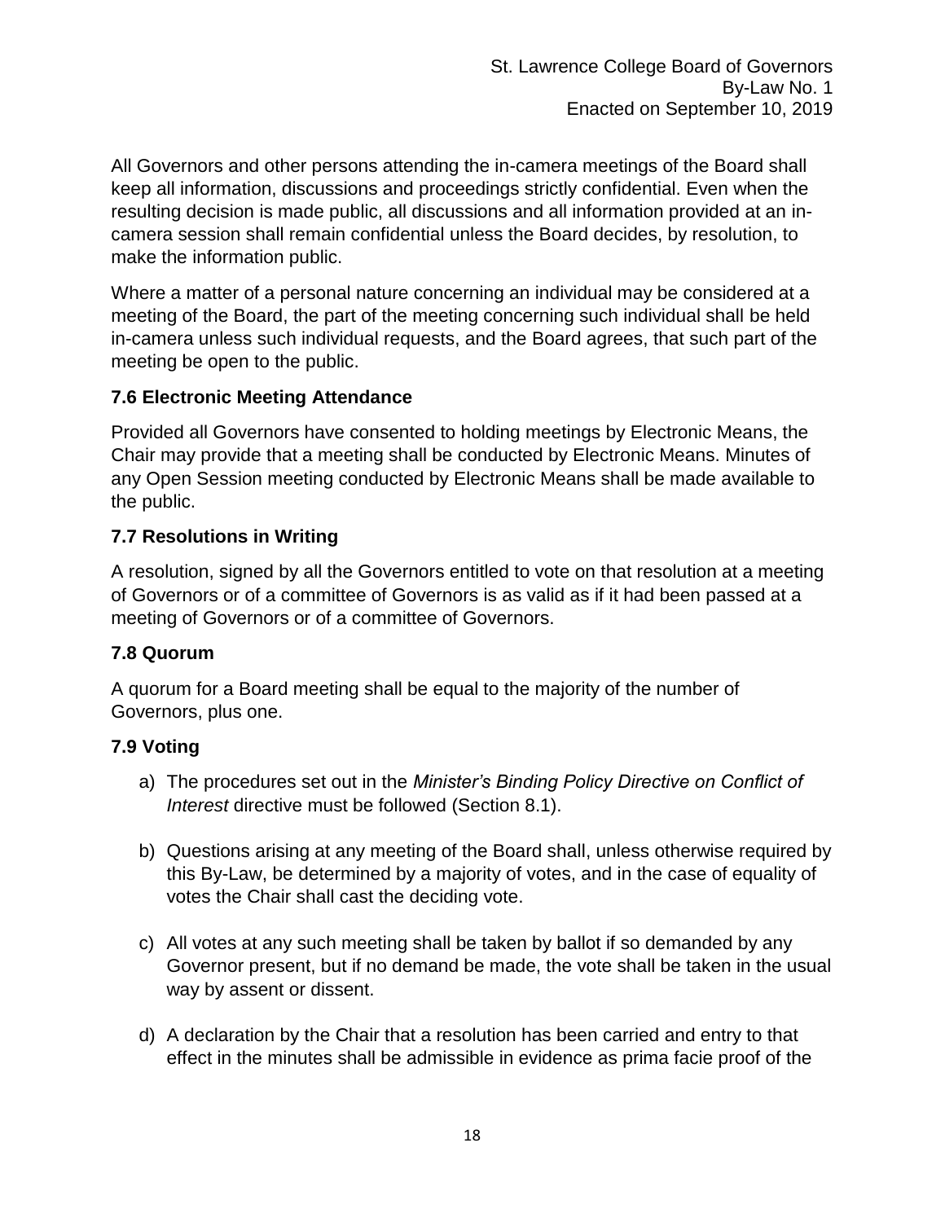All Governors and other persons attending the in-camera meetings of the Board shall keep all information, discussions and proceedings strictly confidential. Even when the resulting decision is made public, all discussions and all information provided at an in-camera session shall remain confidential unless the Board decides, by resolution, to make the information public.

Where a matter of a personal nature concerning an individual may be considered at a meeting of the Board, the part of the meeting concerning such individual shall be held in-camera unless such individual requests, and the Board agrees, that such part of the meeting be open to the public.

### 7.6 Electronic Meeting Attendance

Provided all Governors have consented to holding meetings by Electronic Means, the Chair may provide that a meeting shall be conducted by Electronic Means. Minutes of any Open Session meeting conducted by Electronic Means shall be made available to the public.

### 7.7 Resolutions in Writing

A resolution, signed by all the Governors entitled to vote on that resolution at a meeting of Governors or of a committee of Governors is as valid as if it had been passed at a meeting of Governors or of a committee of Governors.

### 7.8 Quorum

A quorum for a Board meeting shall be equal to the majority of the number of Governors, plus one.

### 7.9 Voting

a) The procedures set out in the *Minister's Binding Policy Directive on Conflict of Interest* directive must be followed (Section 8.1).

b) Questions arising at any meeting of the Board shall, unless otherwise required by this By-Law, be determined by a majority of votes, and in the case of equality of votes the Chair shall cast the deciding vote.

c) All votes at any such meeting shall be taken by ballot if so demanded by any Governor present, but if no demand be made, the vote shall be taken in the usual way by assent or dissent.

d) A declaration by the Chair that a resolution has been carried and entry to that effect in the minutes shall be admissible in evidence as prima facie proof of the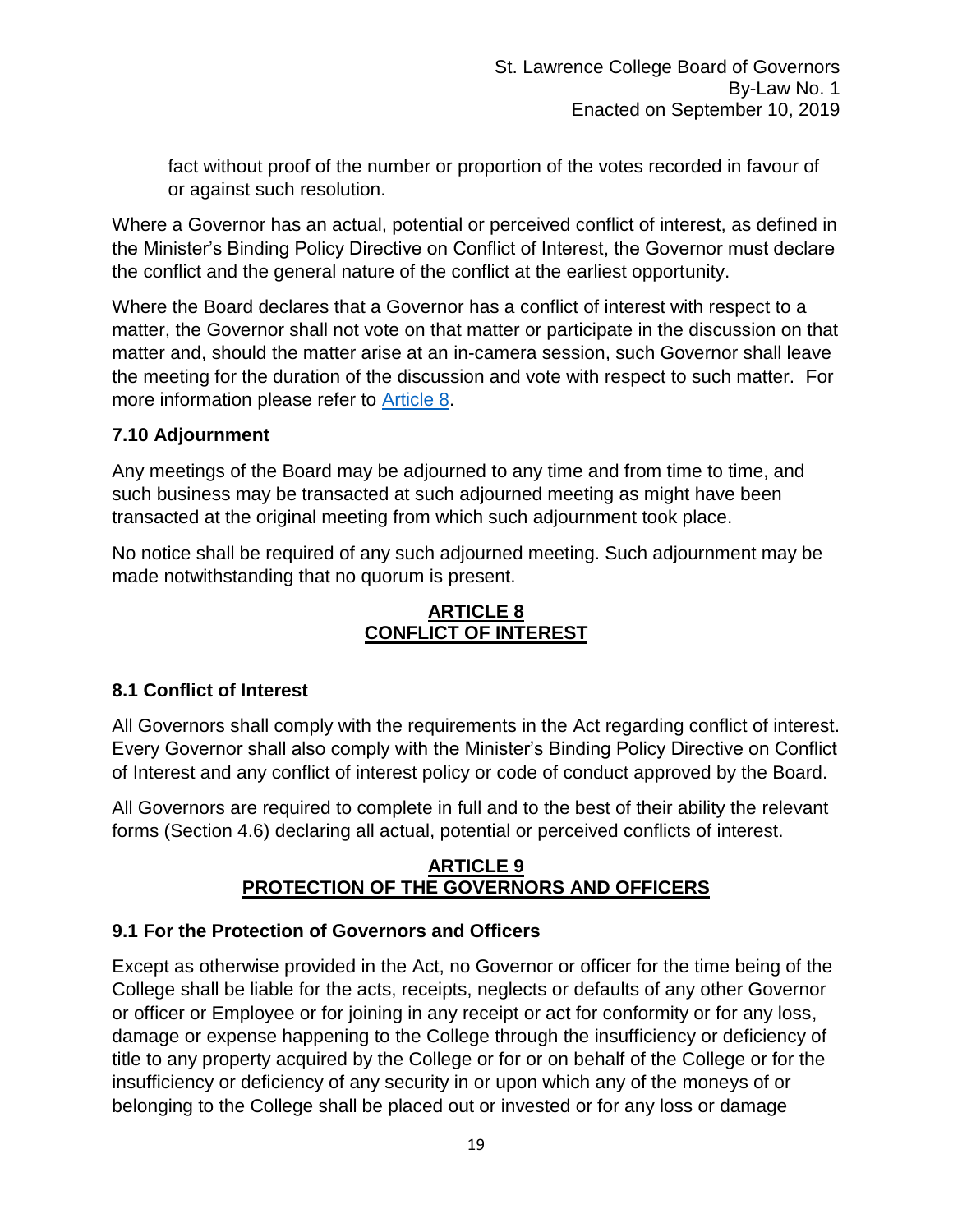fact without proof of the number or proportion of the votes recorded in favour of or against such resolution.

Where a Governor has an actual, potential or perceived conflict of interest, as defined in the Minister's Binding Policy Directive on Conflict of Interest, the Governor must declare the conflict and the general nature of the conflict at the earliest opportunity.

Where the Board declares that a Governor has a conflict of interest with respect to a matter, the Governor shall not vote on that matter or participate in the discussion on that matter and, should the matter arise at an in-camera session, such Governor shall leave the meeting for the duration of the discussion and vote with respect to such matter. For more information please refer to Article 8.

### 7.10 Adjournment

Any meetings of the Board may be adjourned to any time and from time to time, and such business may be transacted at such adjourned meeting as might have been transacted at the original meeting from which such adjournment took place.

No notice shall be required of any such adjourned meeting. Such adjournment may be made notwithstanding that no quorum is present.

## ARTICLE 8
## CONFLICT OF INTEREST

### 8.1 Conflict of Interest

All Governors shall comply with the requirements in the Act regarding conflict of interest. Every Governor shall also comply with the Minister's Binding Policy Directive on Conflict of Interest and any conflict of interest policy or code of conduct approved by the Board.

All Governors are required to complete in full and to the best of their ability the relevant forms (Section 4.6) declaring all actual, potential or perceived conflicts of interest.

## ARTICLE 9
## PROTECTION OF THE GOVERNORS AND OFFICERS

### 9.1 For the Protection of Governors and Officers

Except as otherwise provided in the Act, no Governor or officer for the time being of the College shall be liable for the acts, receipts, neglects or defaults of any other Governor or officer or Employee or for joining in any receipt or act for conformity or for any loss, damage or expense happening to the College through the insufficiency or deficiency of title to any property acquired by the College or for or on behalf of the College or for the insufficiency or deficiency of any security in or upon which any of the moneys of or belonging to the College shall be placed out or invested or for any loss or damage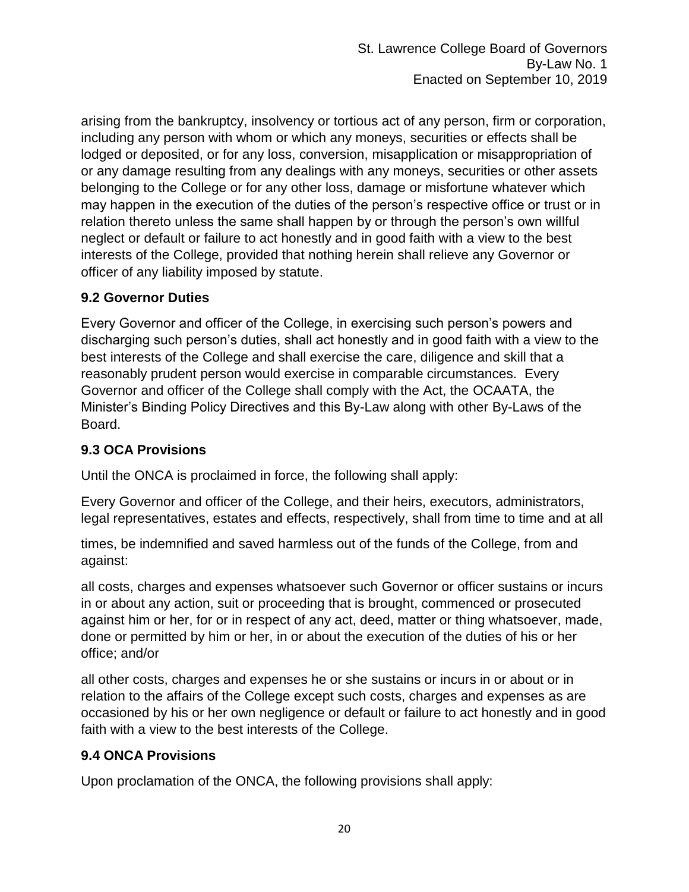arising from the bankruptcy, insolvency or tortious act of any person, firm or corporation, including any person with whom or which any moneys, securities or effects shall be lodged or deposited, or for any loss, conversion, misapplication or misappropriation of or any damage resulting from any dealings with any moneys, securities or other assets belonging to the College or for any other loss, damage or misfortune whatever which may happen in the execution of the duties of the person's respective office or trust or in relation thereto unless the same shall happen by or through the person's own willful neglect or default or failure to act honestly and in good faith with a view to the best interests of the College, provided that nothing herein shall relieve any Governor or officer of any liability imposed by statute.

### 9.2 Governor Duties

Every Governor and officer of the College, in exercising such person's powers and discharging such person's duties, shall act honestly and in good faith with a view to the best interests of the College and shall exercise the care, diligence and skill that a reasonably prudent person would exercise in comparable circumstances. Every Governor and officer of the College shall comply with the Act, the OCAATA, the Minister's Binding Policy Directives and this By-Law along with other By-Laws of the Board.

### 9.3 OCA Provisions

Until the ONCA is proclaimed in force, the following shall apply:

Every Governor and officer of the College, and their heirs, executors, administrators, legal representatives, estates and effects, respectively, shall from time to time and at all times, be indemnified and saved harmless out of the funds of the College, from and against:

all costs, charges and expenses whatsoever such Governor or officer sustains or incurs in or about any action, suit or proceeding that is brought, commenced or prosecuted against him or her, for or in respect of any act, deed, matter or thing whatsoever, made, done or permitted by him or her, in or about the execution of the duties of his or her office; and/or

all other costs, charges and expenses he or she sustains or incurs in or about or in relation to the affairs of the College except such costs, charges and expenses as are occasioned by his or her own negligence or default or failure to act honestly and in good faith with a view to the best interests of the College.

### 9.4 ONCA Provisions

Upon proclamation of the ONCA, the following provisions shall apply: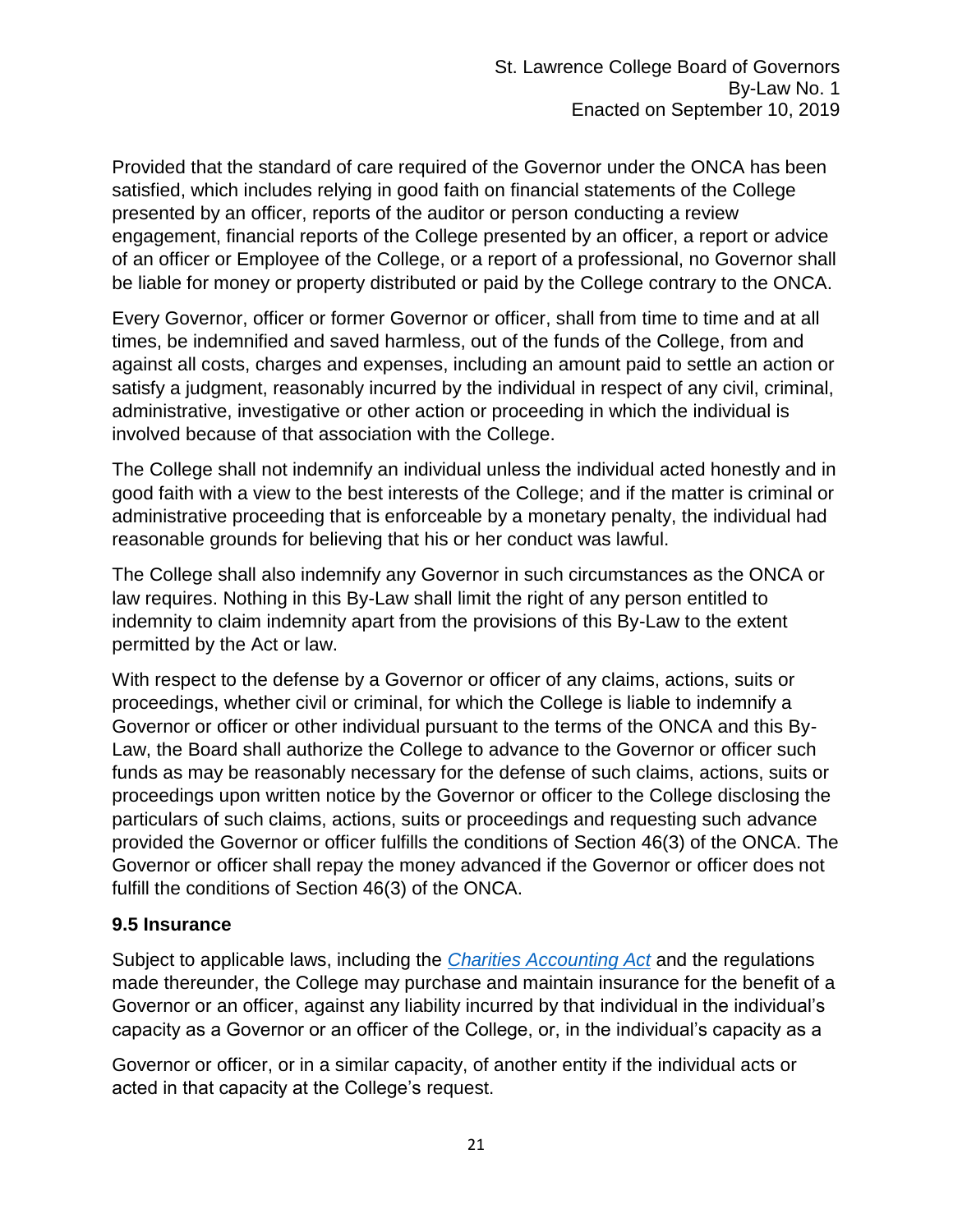Provided that the standard of care required of the Governor under the ONCA has been satisfied, which includes relying in good faith on financial statements of the College presented by an officer, reports of the auditor or person conducting a review engagement, financial reports of the College presented by an officer, a report or advice of an officer or Employee of the College, or a report of a professional, no Governor shall be liable for money or property distributed or paid by the College contrary to the ONCA.

Every Governor, officer or former Governor or officer, shall from time to time and at all times, be indemnified and saved harmless, out of the funds of the College, from and against all costs, charges and expenses, including an amount paid to settle an action or satisfy a judgment, reasonably incurred by the individual in respect of any civil, criminal, administrative, investigative or other action or proceeding in which the individual is involved because of that association with the College.

The College shall not indemnify an individual unless the individual acted honestly and in good faith with a view to the best interests of the College; and if the matter is criminal or administrative proceeding that is enforceable by a monetary penalty, the individual had reasonable grounds for believing that his or her conduct was lawful.

The College shall also indemnify any Governor in such circumstances as the ONCA or law requires. Nothing in this By-Law shall limit the right of any person entitled to indemnity to claim indemnity apart from the provisions of this By-Law to the extent permitted by the Act or law.

With respect to the defense by a Governor or officer of any claims, actions, suits or proceedings, whether civil or criminal, for which the College is liable to indemnify a Governor or officer or other individual pursuant to the terms of the ONCA and this By-Law, the Board shall authorize the College to advance to the Governor or officer such funds as may be reasonably necessary for the defense of such claims, actions, suits or proceedings upon written notice by the Governor or officer to the College disclosing the particulars of such claims, actions, suits or proceedings and requesting such advance provided the Governor or officer fulfills the conditions of Section 46(3) of the ONCA. The Governor or officer shall repay the money advanced if the Governor or officer does not fulfill the conditions of Section 46(3) of the ONCA.

### 9.5 Insurance

Subject to applicable laws, including the *Charities Accounting Act* and the regulations made thereunder, the College may purchase and maintain insurance for the benefit of a Governor or an officer, against any liability incurred by that individual in the individual's capacity as a Governor or an officer of the College, or, in the individual's capacity as a Governor or officer, or in a similar capacity, of another entity if the individual acts or acted in that capacity at the College's request.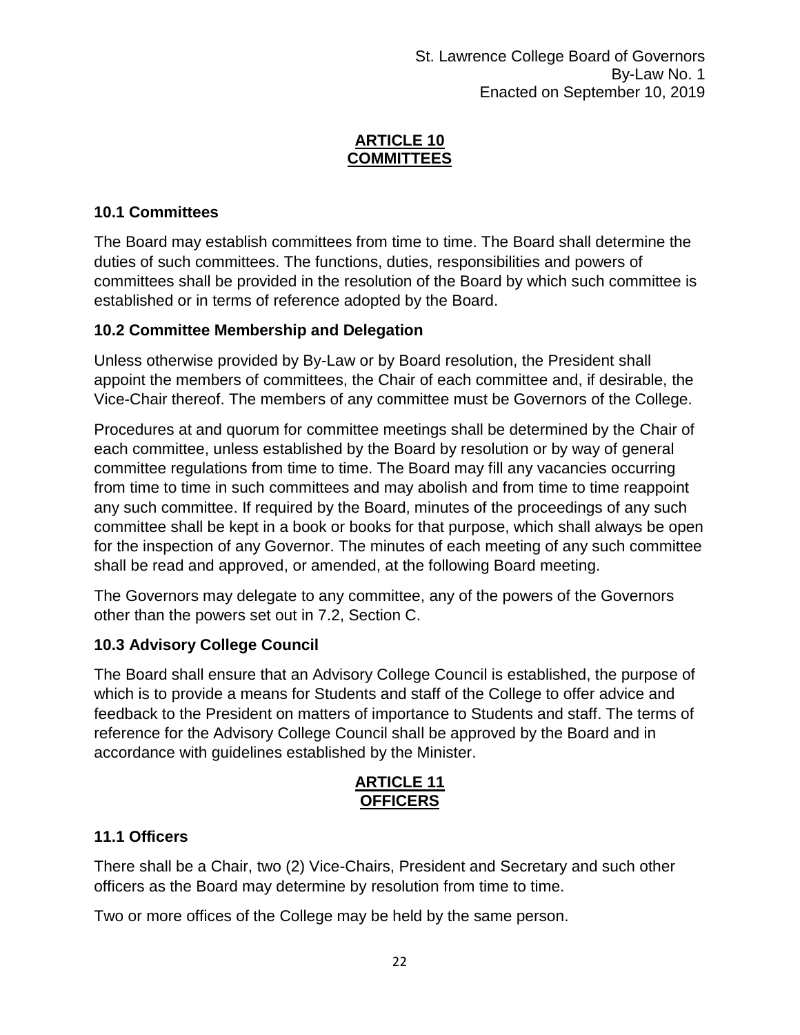## ARTICLE 10
## COMMITTEES

### 10.1 Committees

The Board may establish committees from time to time. The Board shall determine the duties of such committees. The functions, duties, responsibilities and powers of committees shall be provided in the resolution of the Board by which such committee is established or in terms of reference adopted by the Board.

### 10.2 Committee Membership and Delegation

Unless otherwise provided by By-Law or by Board resolution, the President shall appoint the members of committees, the Chair of each committee and, if desirable, the Vice-Chair thereof. The members of any committee must be Governors of the College.

Procedures at and quorum for committee meetings shall be determined by the Chair of each committee, unless established by the Board by resolution or by way of general committee regulations from time to time. The Board may fill any vacancies occurring from time to time in such committees and may abolish and from time to time reappoint any such committee. If required by the Board, minutes of the proceedings of any such committee shall be kept in a book or books for that purpose, which shall always be open for the inspection of any Governor. The minutes of each meeting of any such committee shall be read and approved, or amended, at the following Board meeting.

The Governors may delegate to any committee, any of the powers of the Governors other than the powers set out in 7.2, Section C.

### 10.3 Advisory College Council

The Board shall ensure that an Advisory College Council is established, the purpose of which is to provide a means for Students and staff of the College to offer advice and feedback to the President on matters of importance to Students and staff. The terms of reference for the Advisory College Council shall be approved by the Board and in accordance with guidelines established by the Minister.

## ARTICLE 11
## OFFICERS

### 11.1 Officers

There shall be a Chair, two (2) Vice-Chairs, President and Secretary and such other officers as the Board may determine by resolution from time to time.

Two or more offices of the College may be held by the same person.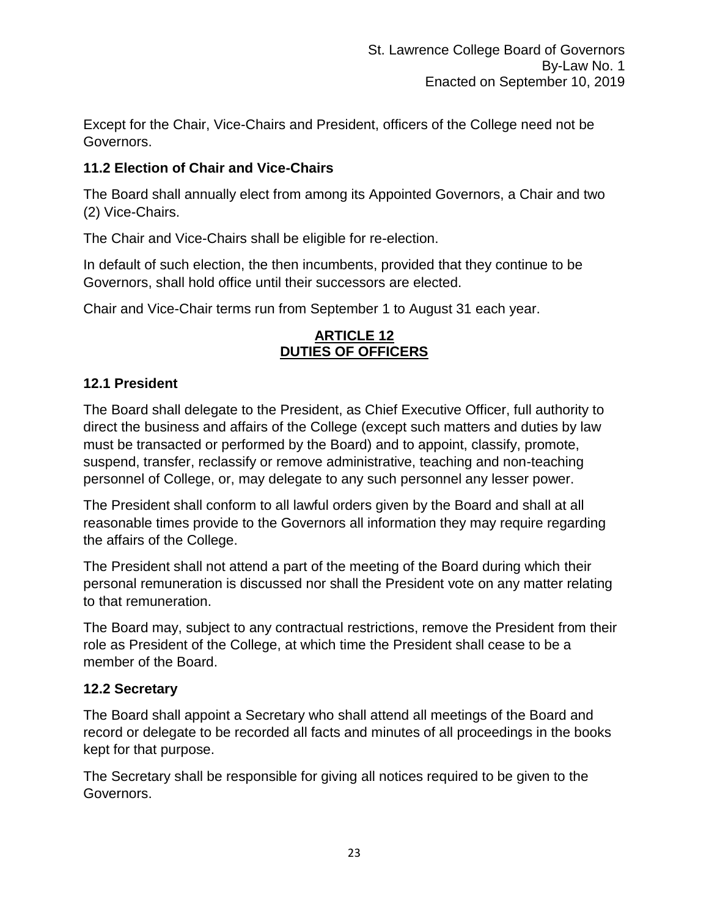Except for the Chair, Vice-Chairs and President, officers of the College need not be Governors.

### 11.2 Election of Chair and Vice-Chairs

The Board shall annually elect from among its Appointed Governors, a Chair and two (2) Vice-Chairs.

The Chair and Vice-Chairs shall be eligible for re-election.

In default of such election, the then incumbents, provided that they continue to be Governors, shall hold office until their successors are elected.

Chair and Vice-Chair terms run from September 1 to August 31 each year.

## ARTICLE 12
## DUTIES OF OFFICERS

### 12.1 President

The Board shall delegate to the President, as Chief Executive Officer, full authority to direct the business and affairs of the College (except such matters and duties by law must be transacted or performed by the Board) and to appoint, classify, promote, suspend, transfer, reclassify or remove administrative, teaching and non-teaching personnel of College, or, may delegate to any such personnel any lesser power.

The President shall conform to all lawful orders given by the Board and shall at all reasonable times provide to the Governors all information they may require regarding the affairs of the College.

The President shall not attend a part of the meeting of the Board during which their personal remuneration is discussed nor shall the President vote on any matter relating to that remuneration.

The Board may, subject to any contractual restrictions, remove the President from their role as President of the College, at which time the President shall cease to be a member of the Board.

### 12.2 Secretary

The Board shall appoint a Secretary who shall attend all meetings of the Board and record or delegate to be recorded all facts and minutes of all proceedings in the books kept for that purpose.

The Secretary shall be responsible for giving all notices required to be given to the Governors.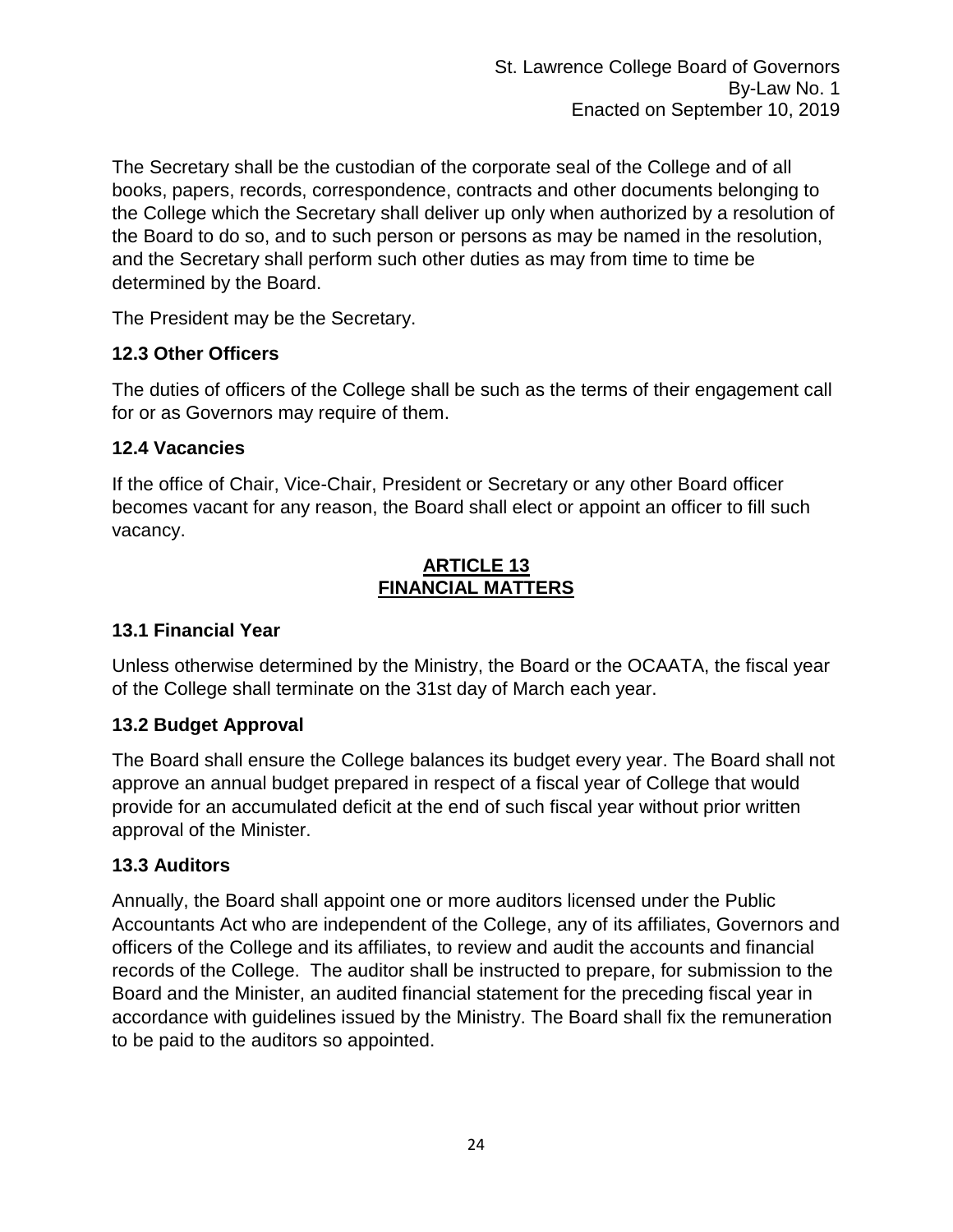The Secretary shall be the custodian of the corporate seal of the College and of all books, papers, records, correspondence, contracts and other documents belonging to the College which the Secretary shall deliver up only when authorized by a resolution of the Board to do so, and to such person or persons as may be named in the resolution, and the Secretary shall perform such other duties as may from time to time be determined by the Board.

The President may be the Secretary.

### 12.3 Other Officers

The duties of officers of the College shall be such as the terms of their engagement call for or as Governors may require of them.

### 12.4 Vacancies

If the office of Chair, Vice-Chair, President or Secretary or any other Board officer becomes vacant for any reason, the Board shall elect or appoint an officer to fill such vacancy.

## ARTICLE 13
## FINANCIAL MATTERS

### 13.1 Financial Year

Unless otherwise determined by the Ministry, the Board or the OCAATA, the fiscal year of the College shall terminate on the 31st day of March each year.

### 13.2 Budget Approval

The Board shall ensure the College balances its budget every year. The Board shall not approve an annual budget prepared in respect of a fiscal year of College that would provide for an accumulated deficit at the end of such fiscal year without prior written approval of the Minister.

### 13.3 Auditors

Annually, the Board shall appoint one or more auditors licensed under the Public Accountants Act who are independent of the College, any of its affiliates, Governors and officers of the College and its affiliates, to review and audit the accounts and financial records of the College. The auditor shall be instructed to prepare, for submission to the Board and the Minister, an audited financial statement for the preceding fiscal year in accordance with guidelines issued by the Ministry. The Board shall fix the remuneration to be paid to the auditors so appointed.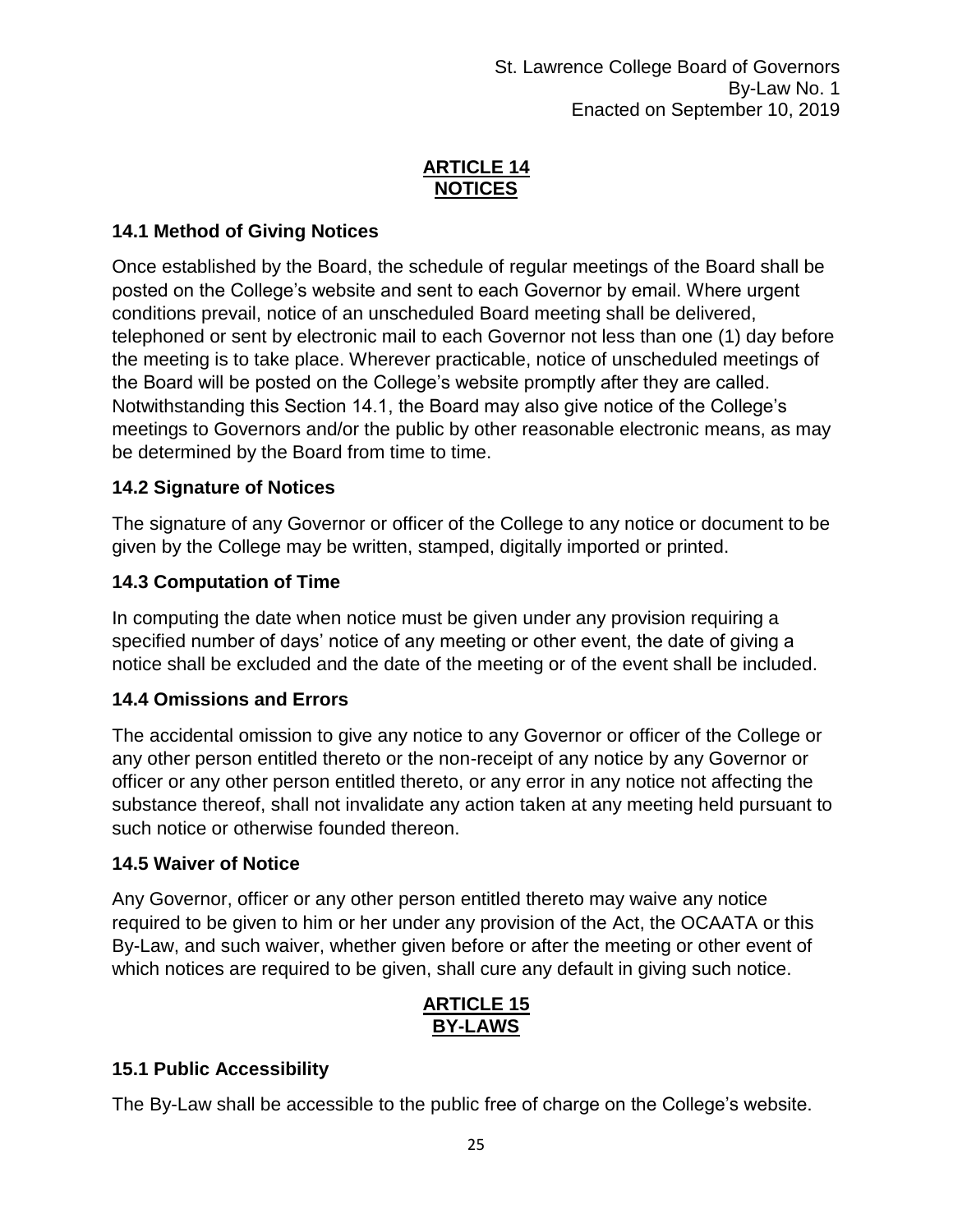## ARTICLE 14
## NOTICES

### 14.1 Method of Giving Notices

Once established by the Board, the schedule of regular meetings of the Board shall be posted on the College's website and sent to each Governor by email. Where urgent conditions prevail, notice of an unscheduled Board meeting shall be delivered, telephoned or sent by electronic mail to each Governor not less than one (1) day before the meeting is to take place. Wherever practicable, notice of unscheduled meetings of the Board will be posted on the College's website promptly after they are called. Notwithstanding this Section 14.1, the Board may also give notice of the College's meetings to Governors and/or the public by other reasonable electronic means, as may be determined by the Board from time to time.

### 14.2 Signature of Notices

The signature of any Governor or officer of the College to any notice or document to be given by the College may be written, stamped, digitally imported or printed.

### 14.3 Computation of Time

In computing the date when notice must be given under any provision requiring a specified number of days' notice of any meeting or other event, the date of giving a notice shall be excluded and the date of the meeting or of the event shall be included.

### 14.4 Omissions and Errors

The accidental omission to give any notice to any Governor or officer of the College or any other person entitled thereto or the non-receipt of any notice by any Governor or officer or any other person entitled thereto, or any error in any notice not affecting the substance thereof, shall not invalidate any action taken at any meeting held pursuant to such notice or otherwise founded thereon.

### 14.5 Waiver of Notice

Any Governor, officer or any other person entitled thereto may waive any notice required to be given to him or her under any provision of the Act, the OCAATA or this By-Law, and such waiver, whether given before or after the meeting or other event of which notices are required to be given, shall cure any default in giving such notice.

## ARTICLE 15
## BY-LAWS

### 15.1 Public Accessibility

The By-Law shall be accessible to the public free of charge on the College's website.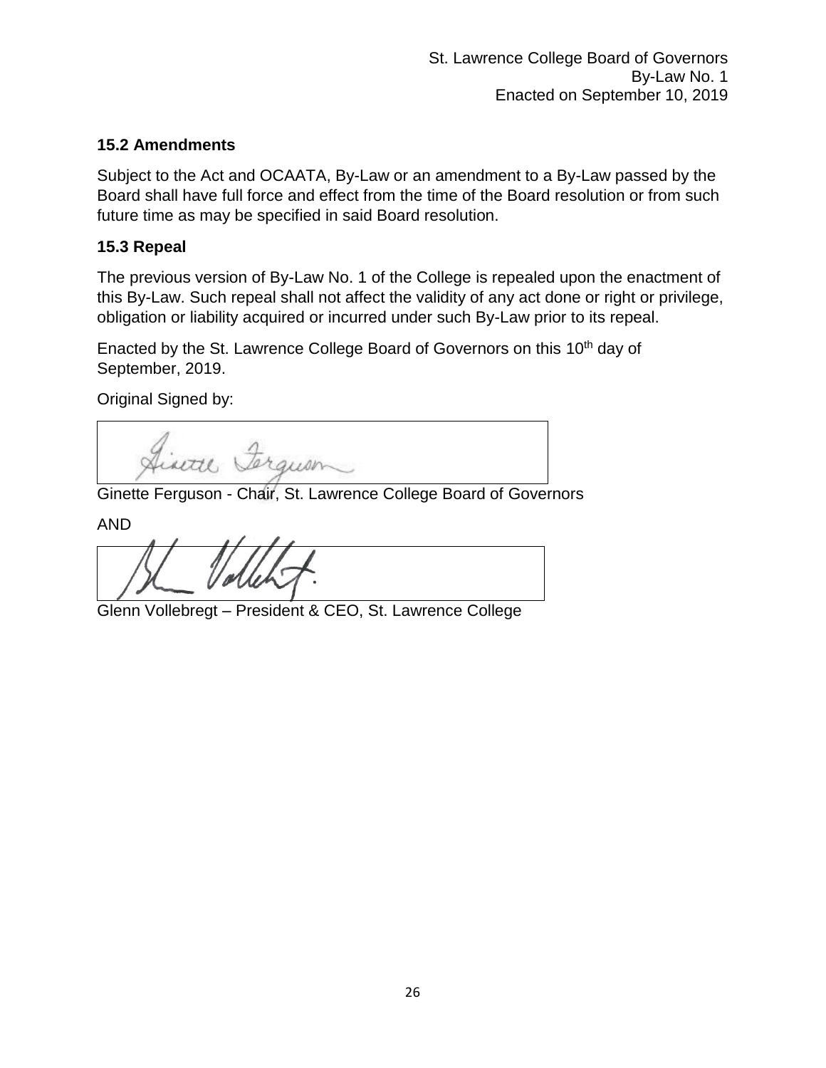### 15.2 Amendments

Subject to the Act and OCAATA, By-Law or an amendment to a By-Law passed by the Board shall have full force and effect from the time of the Board resolution or from such future time as may be specified in said Board resolution.

### 15.3 Repeal

The previous version of By-Law No. 1 of the College is repealed upon the enactment of this By-Law. Such repeal shall not affect the validity of any act done or right or privilege, obligation or liability acquired or incurred under such By-Law prior to its repeal.

Enacted by the St. Lawrence College Board of Governors on this 10th day of September, 2019.

Original Signed by:

Ginette Ferguson - Chair, St. Lawrence College Board of Governors

AND

Glenn Vollebregt – President & CEO, St. Lawrence College